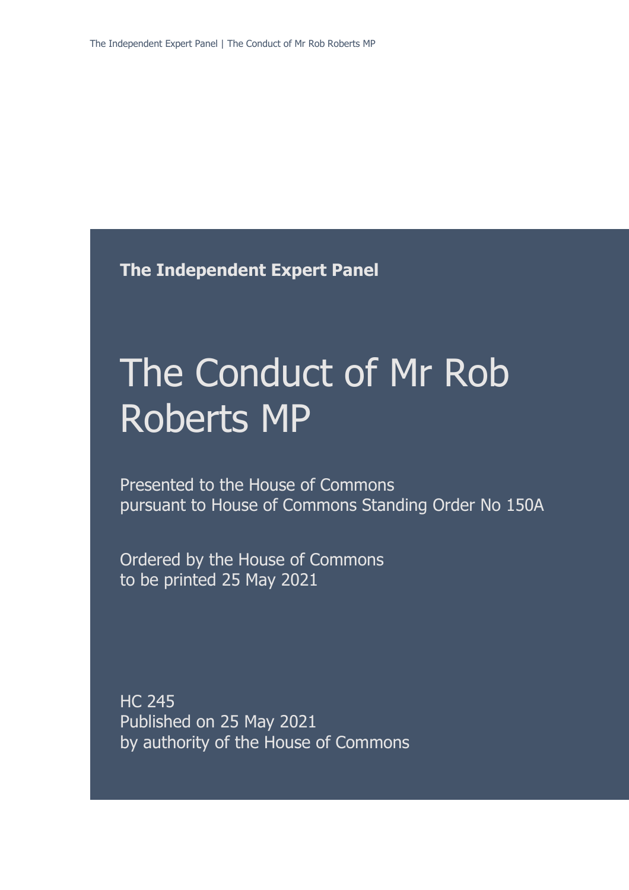**The Independent Expert Panel**

# The Conduct of Mr Rob Roberts MP

Presented to the House of Commons
pursuant to House of Commons Standing Order No 150A

Ordered by the House of Commons
to be printed 25 May 2021

HC 245
Published on 25 May 2021
by authority of the House of Commons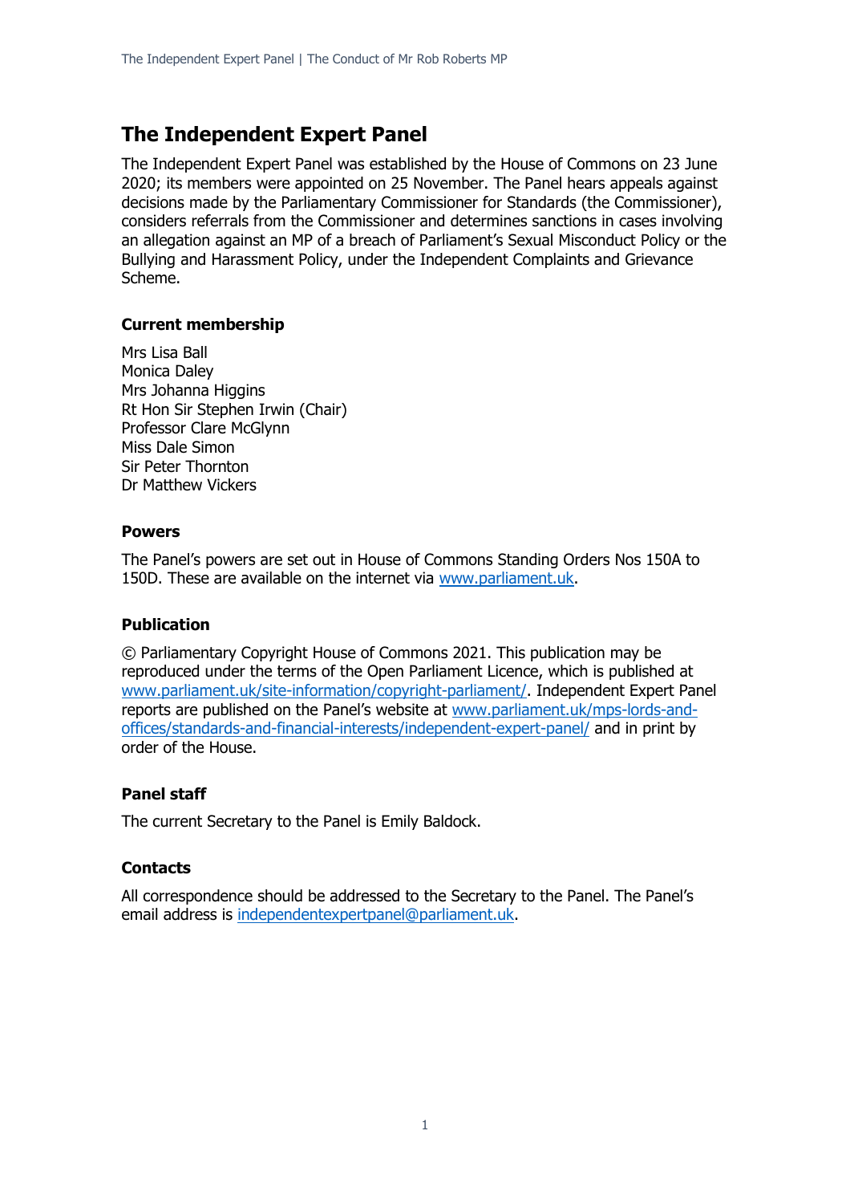# The Independent Expert Panel

The Independent Expert Panel was established by the House of Commons on 23 June 2020; its members were appointed on 25 November. The Panel hears appeals against decisions made by the Parliamentary Commissioner for Standards (the Commissioner), considers referrals from the Commissioner and determines sanctions in cases involving an allegation against an MP of a breach of Parliament's Sexual Misconduct Policy or the Bullying and Harassment Policy, under the Independent Complaints and Grievance Scheme.

### Current membership

Mrs Lisa Ball
Monica Daley
Mrs Johanna Higgins
Rt Hon Sir Stephen Irwin (Chair)
Professor Clare McGlynn
Miss Dale Simon
Sir Peter Thornton
Dr Matthew Vickers

### Powers

The Panel's powers are set out in House of Commons Standing Orders Nos 150A to 150D. These are available on the internet via [www.parliament.uk](www.parliament.uk).

### Publication

© Parliamentary Copyright House of Commons 2021. This publication may be reproduced under the terms of the Open Parliament Licence, which is published at [www.parliament.uk/site-information/copyright-parliament/](www.parliament.uk/site-information/copyright-parliament/). Independent Expert Panel reports are published on the Panel's website at [www.parliament.uk/mps-lords-and-offices/standards-and-financial-interests/independent-expert-panel/](www.parliament.uk/mps-lords-and-offices/standards-and-financial-interests/independent-expert-panel/) and in print by order of the House.

### Panel staff

The current Secretary to the Panel is Emily Baldock.

### Contacts

All correspondence should be addressed to the Secretary to the Panel. The Panel's email address is [independentexpertpanel@parliament.uk](mailto:independentexpertpanel@parliament.uk).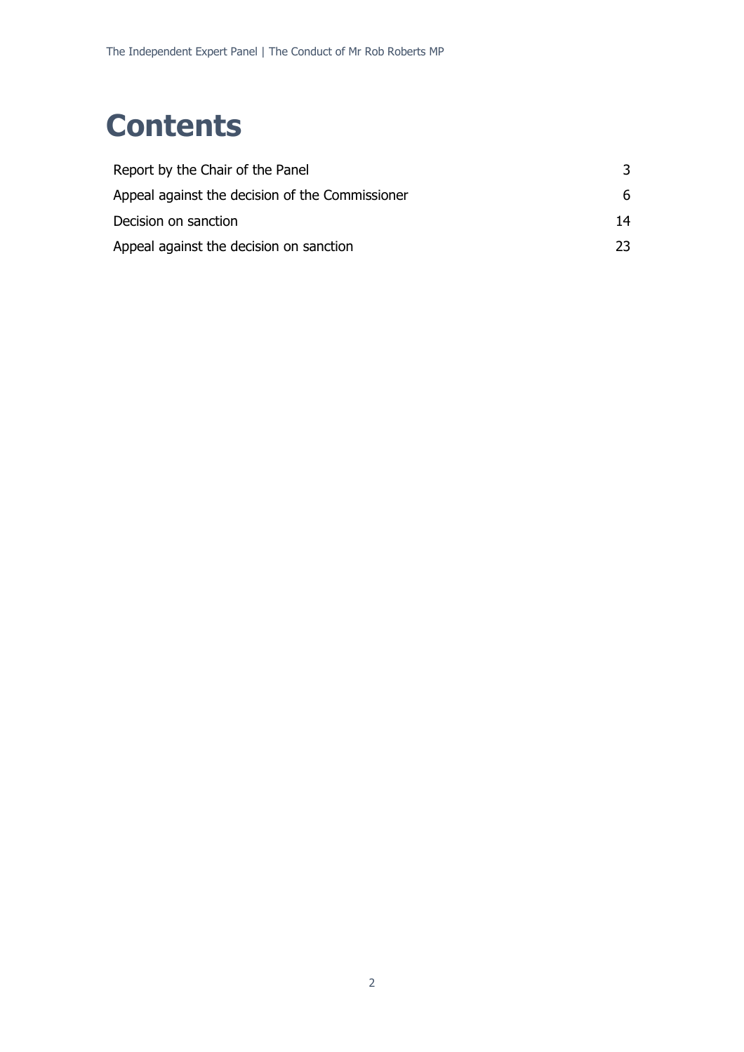# Contents

| | |
|---|---|
| Report by the Chair of the Panel | 3 |
| Appeal against the decision of the Commissioner | 6 |
| Decision on sanction | 14 |
| Appeal against the decision on sanction | 23 |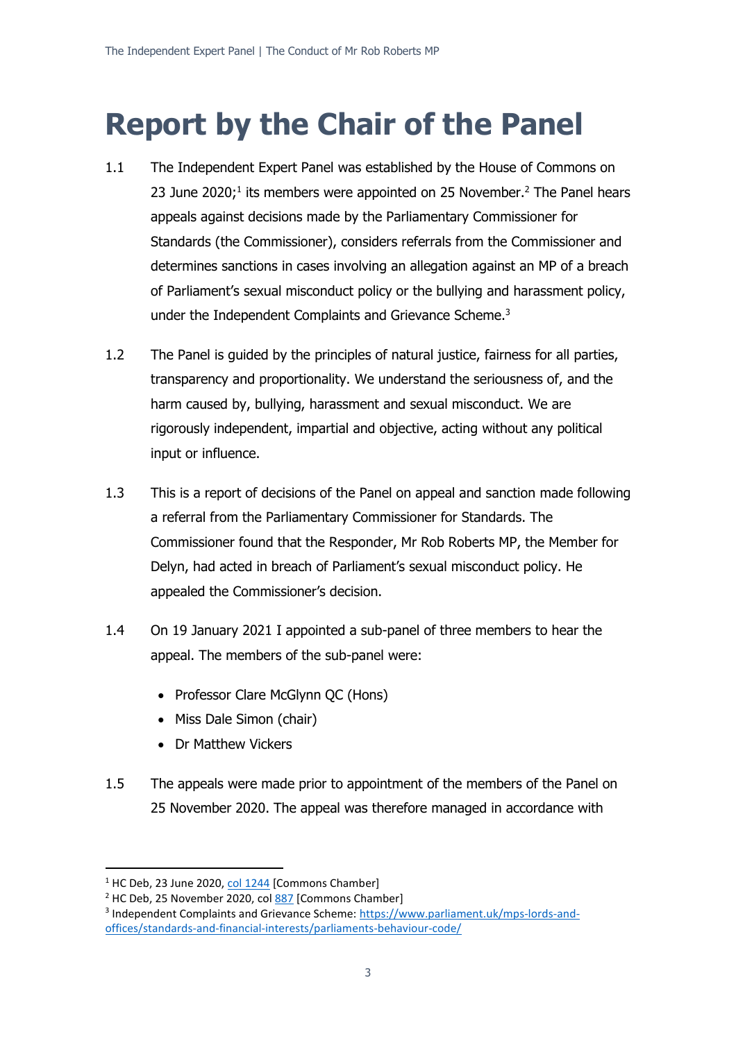# Report by the Chair of the Panel

1.1 The Independent Expert Panel was established by the House of Commons on 23 June 2020;[1] its members were appointed on 25 November.[2] The Panel hears appeals against decisions made by the Parliamentary Commissioner for Standards (the Commissioner), considers referrals from the Commissioner and determines sanctions in cases involving an allegation against an MP of a breach of Parliament's sexual misconduct policy or the bullying and harassment policy, under the Independent Complaints and Grievance Scheme.[3]

1.2 The Panel is guided by the principles of natural justice, fairness for all parties, transparency and proportionality. We understand the seriousness of, and the harm caused by, bullying, harassment and sexual misconduct. We are rigorously independent, impartial and objective, acting without any political input or influence.

1.3 This is a report of decisions of the Panel on appeal and sanction made following a referral from the Parliamentary Commissioner for Standards. The Commissioner found that the Responder, Mr Rob Roberts MP, the Member for Delyn, had acted in breach of Parliament's sexual misconduct policy. He appealed the Commissioner's decision.

1.4 On 19 January 2021 I appointed a sub-panel of three members to hear the appeal. The members of the sub-panel were:

- Professor Clare McGlynn QC (Hons)
- Miss Dale Simon (chair)
- Dr Matthew Vickers

1.5 The appeals were made prior to appointment of the members of the Panel on 25 November 2020. The appeal was therefore managed in accordance with

---

[1] HC Deb, 23 June 2020, col 1244 [Commons Chamber]

[2] HC Deb, 25 November 2020, col 887 [Commons Chamber]

[3] Independent Complaints and Grievance Scheme: https://www.parliament.uk/mps-lords-and-offices/standards-and-financial-interests/parliaments-behaviour-code/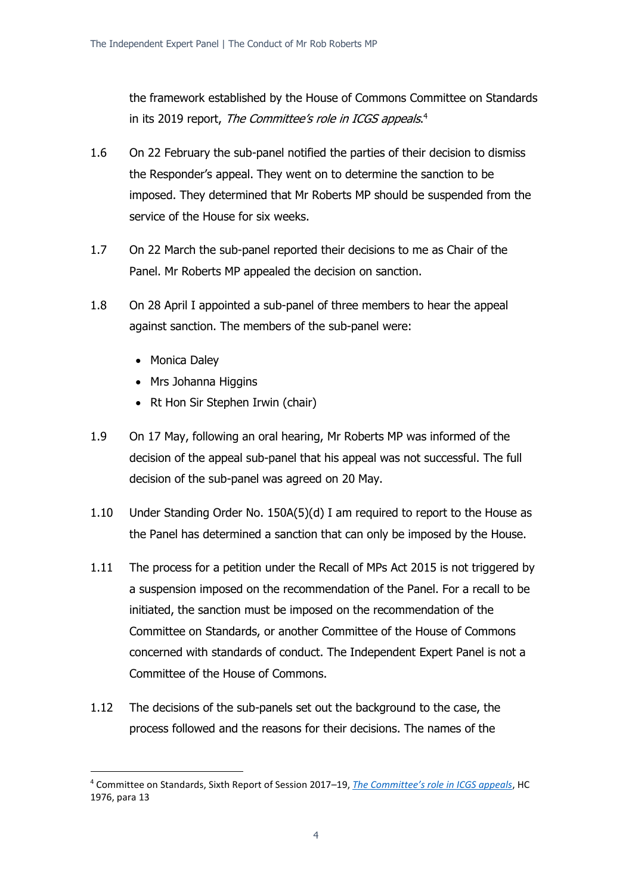the framework established by the House of Commons Committee on Standards in its 2019 report, *The Committee's role in ICGS appeals*.[4]

1.6 On 22 February the sub-panel notified the parties of their decision to dismiss the Responder's appeal. They went on to determine the sanction to be imposed. They determined that Mr Roberts MP should be suspended from the service of the House for six weeks.

1.7 On 22 March the sub-panel reported their decisions to me as Chair of the Panel. Mr Roberts MP appealed the decision on sanction.

1.8 On 28 April I appointed a sub-panel of three members to hear the appeal against sanction. The members of the sub-panel were:

- Monica Daley
- Mrs Johanna Higgins
- Rt Hon Sir Stephen Irwin (chair)

1.9 On 17 May, following an oral hearing, Mr Roberts MP was informed of the decision of the appeal sub-panel that his appeal was not successful. The full decision of the sub-panel was agreed on 20 May.

1.10 Under Standing Order No. 150A(5)(d) I am required to report to the House as the Panel has determined a sanction that can only be imposed by the House.

1.11 The process for a petition under the Recall of MPs Act 2015 is not triggered by a suspension imposed on the recommendation of the Panel. For a recall to be initiated, the sanction must be imposed on the recommendation of the Committee on Standards, or another Committee of the House of Commons concerned with standards of conduct. The Independent Expert Panel is not a Committee of the House of Commons.

1.12 The decisions of the sub-panels set out the background to the case, the process followed and the reasons for their decisions. The names of the

---

[4] Committee on Standards, Sixth Report of Session 2017–19, *The Committee's role in ICGS appeals*, HC 1976, para 13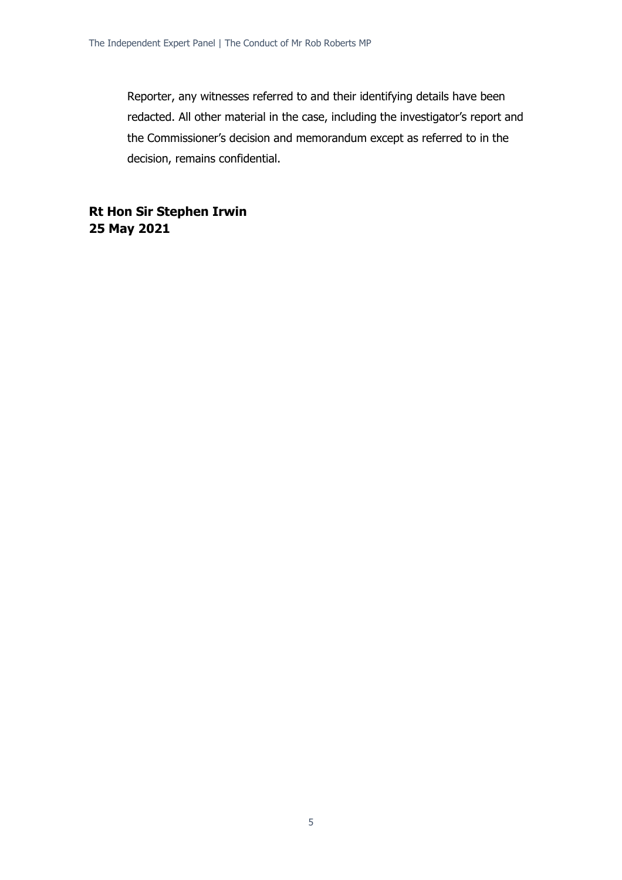Reporter, any witnesses referred to and their identifying details have been redacted. All other material in the case, including the investigator's report and the Commissioner's decision and memorandum except as referred to in the decision, remains confidential.

**Rt Hon Sir Stephen Irwin**
**25 May 2021**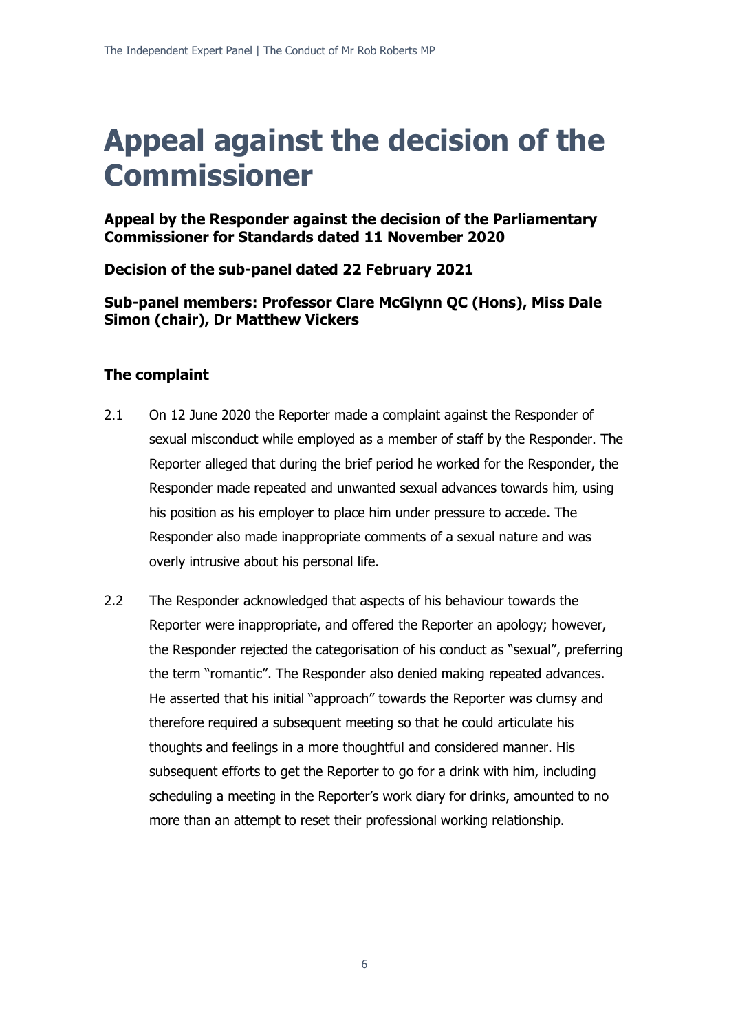# Appeal against the decision of the Commissioner

**Appeal by the Responder against the decision of the Parliamentary Commissioner for Standards dated 11 November 2020**

**Decision of the sub-panel dated 22 February 2021**

**Sub-panel members: Professor Clare McGlynn QC (Hons), Miss Dale Simon (chair), Dr Matthew Vickers**

### The complaint

2.1 On 12 June 2020 the Reporter made a complaint against the Responder of sexual misconduct while employed as a member of staff by the Responder. The Reporter alleged that during the brief period he worked for the Responder, the Responder made repeated and unwanted sexual advances towards him, using his position as his employer to place him under pressure to accede. The Responder also made inappropriate comments of a sexual nature and was overly intrusive about his personal life.

2.2 The Responder acknowledged that aspects of his behaviour towards the Reporter were inappropriate, and offered the Reporter an apology; however, the Responder rejected the categorisation of his conduct as "sexual", preferring the term "romantic". The Responder also denied making repeated advances. He asserted that his initial "approach" towards the Reporter was clumsy and therefore required a subsequent meeting so that he could articulate his thoughts and feelings in a more thoughtful and considered manner. His subsequent efforts to get the Reporter to go for a drink with him, including scheduling a meeting in the Reporter's work diary for drinks, amounted to no more than an attempt to reset their professional working relationship.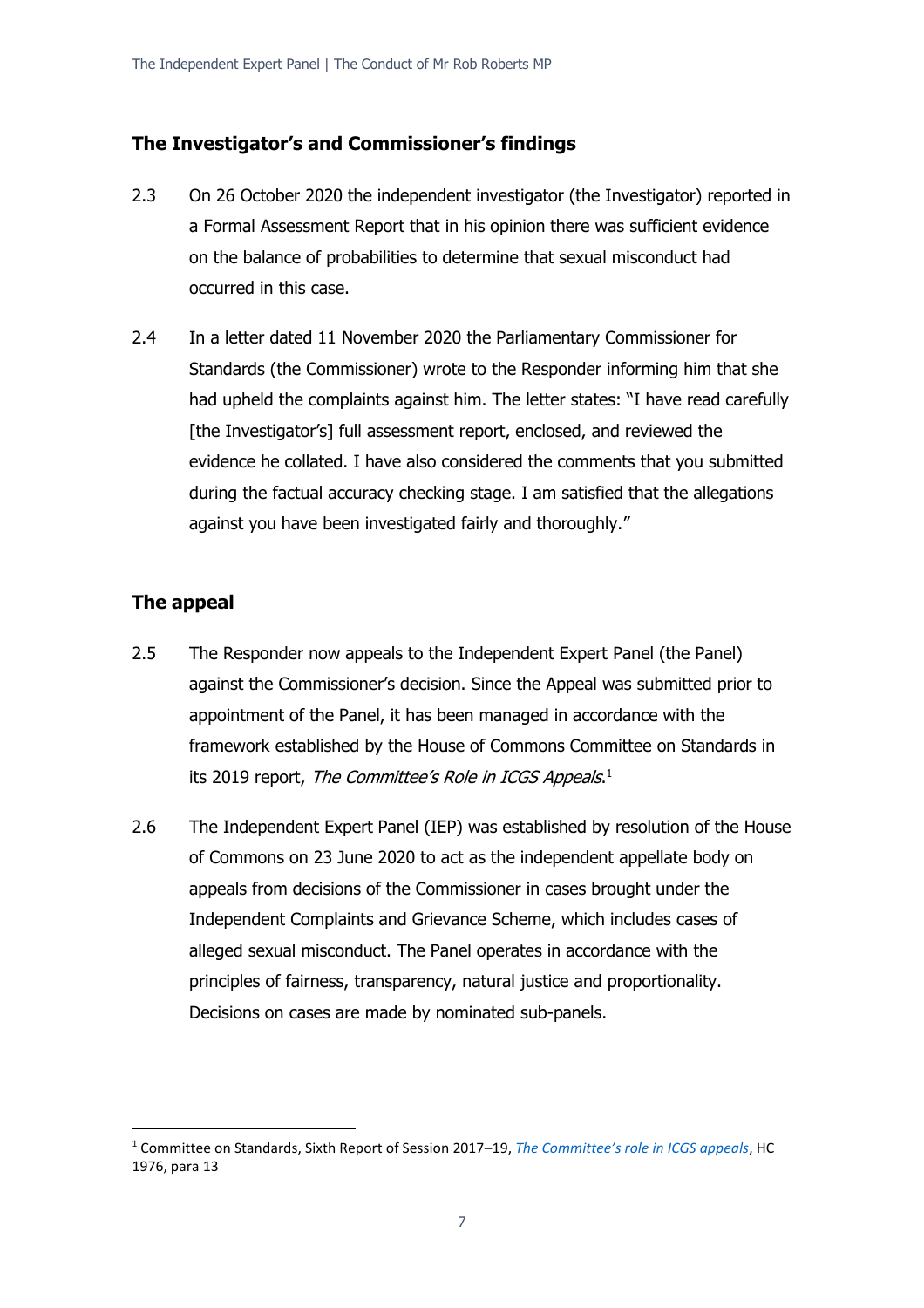## The Investigator's and Commissioner's findings

2.3 On 26 October 2020 the independent investigator (the Investigator) reported in a Formal Assessment Report that in his opinion there was sufficient evidence on the balance of probabilities to determine that sexual misconduct had occurred in this case.

2.4 In a letter dated 11 November 2020 the Parliamentary Commissioner for Standards (the Commissioner) wrote to the Responder informing him that she had upheld the complaints against him. The letter states: "I have read carefully [the Investigator's] full assessment report, enclosed, and reviewed the evidence he collated. I have also considered the comments that you submitted during the factual accuracy checking stage. I am satisfied that the allegations against you have been investigated fairly and thoroughly."

## The appeal

2.5 The Responder now appeals to the Independent Expert Panel (the Panel) against the Commissioner's decision. Since the Appeal was submitted prior to appointment of the Panel, it has been managed in accordance with the framework established by the House of Commons Committee on Standards in its 2019 report, *The Committee's Role in ICGS Appeals*.[1]

2.6 The Independent Expert Panel (IEP) was established by resolution of the House of Commons on 23 June 2020 to act as the independent appellate body on appeals from decisions of the Commissioner in cases brought under the Independent Complaints and Grievance Scheme, which includes cases of alleged sexual misconduct. The Panel operates in accordance with the principles of fairness, transparency, natural justice and proportionality. Decisions on cases are made by nominated sub-panels.

---

[1] Committee on Standards, Sixth Report of Session 2017–19, *The Committee's role in ICGS appeals*, HC 1976, para 13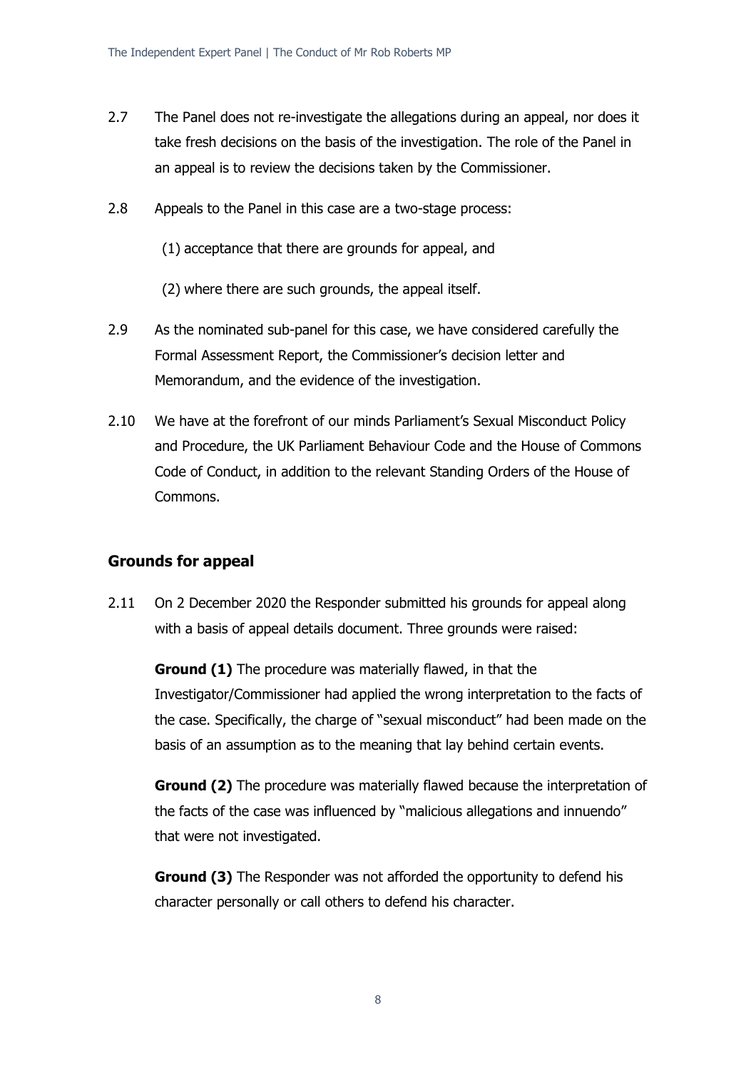2.7 The Panel does not re-investigate the allegations during an appeal, nor does it take fresh decisions on the basis of the investigation. The role of the Panel in an appeal is to review the decisions taken by the Commissioner.

2.8 Appeals to the Panel in this case are a two-stage process:

(1) acceptance that there are grounds for appeal, and

(2) where there are such grounds, the appeal itself.

2.9 As the nominated sub-panel for this case, we have considered carefully the Formal Assessment Report, the Commissioner's decision letter and Memorandum, and the evidence of the investigation.

2.10 We have at the forefront of our minds Parliament's Sexual Misconduct Policy and Procedure, the UK Parliament Behaviour Code and the House of Commons Code of Conduct, in addition to the relevant Standing Orders of the House of Commons.

## Grounds for appeal

2.11 On 2 December 2020 the Responder submitted his grounds for appeal along with a basis of appeal details document. Three grounds were raised:

**Ground (1)** The procedure was materially flawed, in that the Investigator/Commissioner had applied the wrong interpretation to the facts of the case. Specifically, the charge of "sexual misconduct" had been made on the basis of an assumption as to the meaning that lay behind certain events.

**Ground (2)** The procedure was materially flawed because the interpretation of the facts of the case was influenced by "malicious allegations and innuendo" that were not investigated.

**Ground (3)** The Responder was not afforded the opportunity to defend his character personally or call others to defend his character.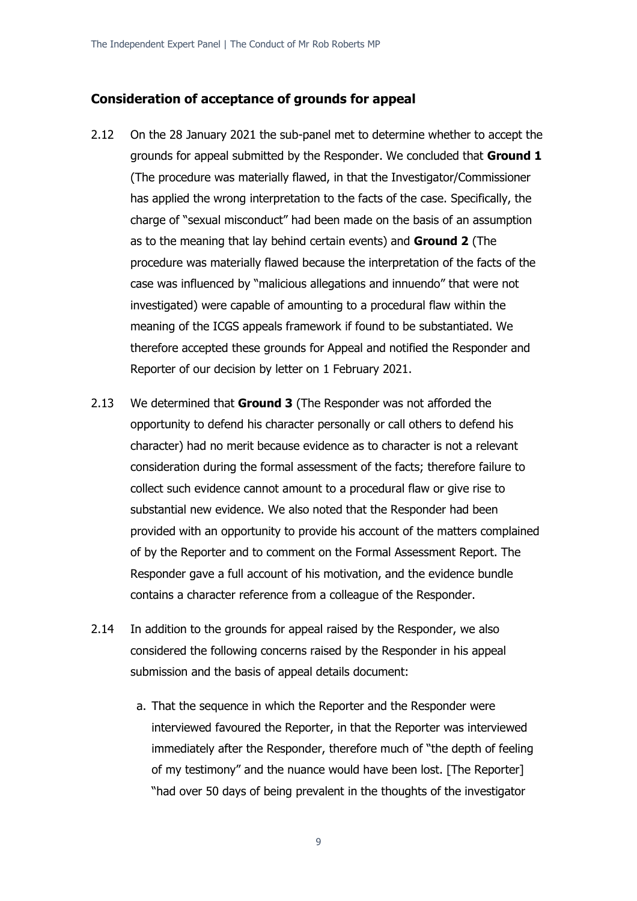## Consideration of acceptance of grounds for appeal

2.12 On the 28 January 2021 the sub-panel met to determine whether to accept the grounds for appeal submitted by the Responder. We concluded that **Ground 1** (The procedure was materially flawed, in that the Investigator/Commissioner has applied the wrong interpretation to the facts of the case. Specifically, the charge of "sexual misconduct" had been made on the basis of an assumption as to the meaning that lay behind certain events) and **Ground 2** (The procedure was materially flawed because the interpretation of the facts of the case was influenced by "malicious allegations and innuendo" that were not investigated) were capable of amounting to a procedural flaw within the meaning of the ICGS appeals framework if found to be substantiated. We therefore accepted these grounds for Appeal and notified the Responder and Reporter of our decision by letter on 1 February 2021.

2.13 We determined that **Ground 3** (The Responder was not afforded the opportunity to defend his character personally or call others to defend his character) had no merit because evidence as to character is not a relevant consideration during the formal assessment of the facts; therefore failure to collect such evidence cannot amount to a procedural flaw or give rise to substantial new evidence. We also noted that the Responder had been provided with an opportunity to provide his account of the matters complained of by the Reporter and to comment on the Formal Assessment Report. The Responder gave a full account of his motivation, and the evidence bundle contains a character reference from a colleague of the Responder.

2.14 In addition to the grounds for appeal raised by the Responder, we also considered the following concerns raised by the Responder in his appeal submission and the basis of appeal details document:

a. That the sequence in which the Reporter and the Responder were interviewed favoured the Reporter, in that the Reporter was interviewed immediately after the Responder, therefore much of "the depth of feeling of my testimony" and the nuance would have been lost. [The Reporter] "had over 50 days of being prevalent in the thoughts of the investigator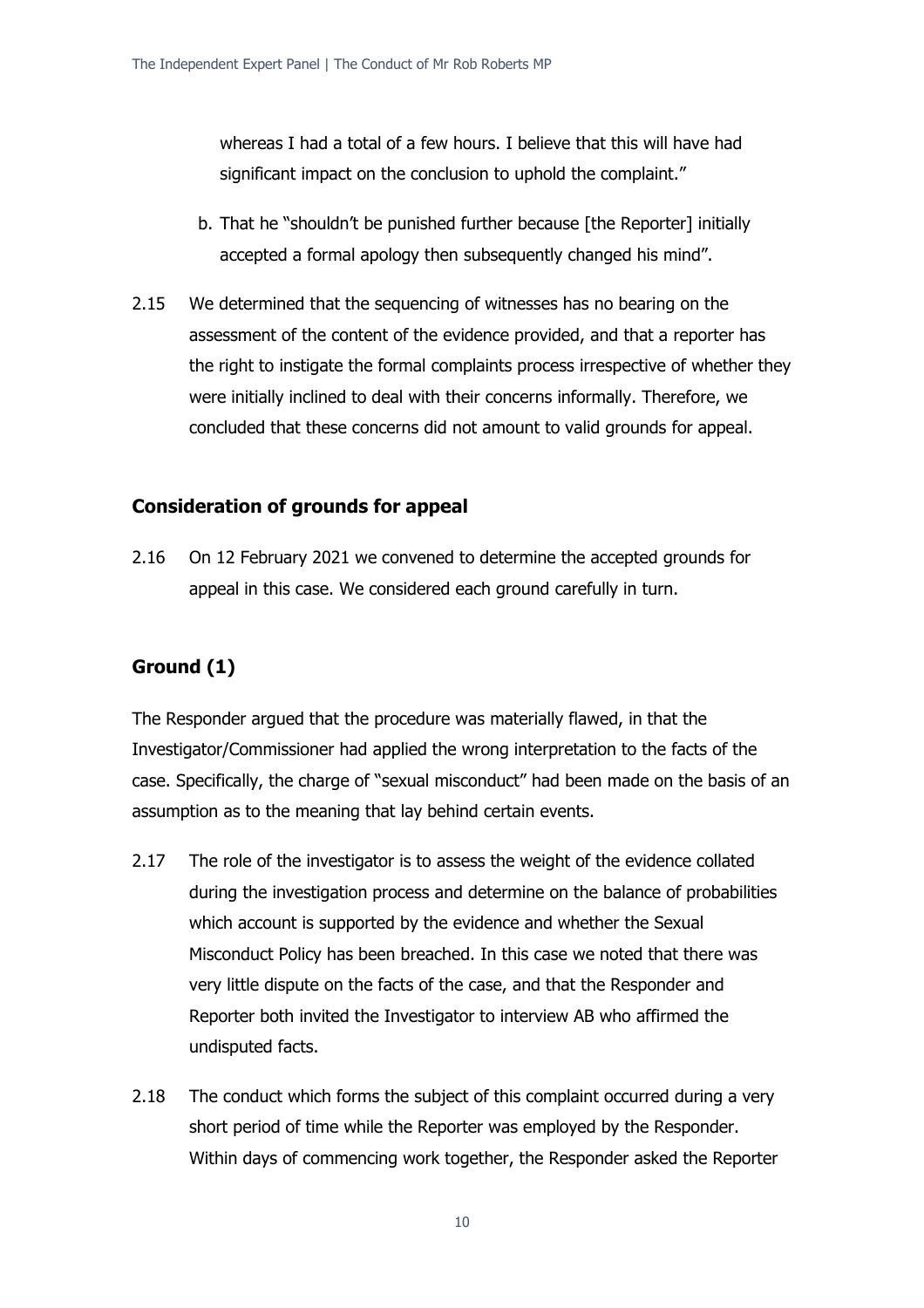whereas I had a total of a few hours. I believe that this will have had significant impact on the conclusion to uphold the complaint."

b. That he "shouldn't be punished further because [the Reporter] initially accepted a formal apology then subsequently changed his mind".

2.15 We determined that the sequencing of witnesses has no bearing on the assessment of the content of the evidence provided, and that a reporter has the right to instigate the formal complaints process irrespective of whether they were initially inclined to deal with their concerns informally. Therefore, we concluded that these concerns did not amount to valid grounds for appeal.

## Consideration of grounds for appeal

2.16 On 12 February 2021 we convened to determine the accepted grounds for appeal in this case. We considered each ground carefully in turn.

## Ground (1)

The Responder argued that the procedure was materially flawed, in that the Investigator/Commissioner had applied the wrong interpretation to the facts of the case. Specifically, the charge of "sexual misconduct" had been made on the basis of an assumption as to the meaning that lay behind certain events.

2.17 The role of the investigator is to assess the weight of the evidence collated during the investigation process and determine on the balance of probabilities which account is supported by the evidence and whether the Sexual Misconduct Policy has been breached. In this case we noted that there was very little dispute on the facts of the case, and that the Responder and Reporter both invited the Investigator to interview AB who affirmed the undisputed facts.

2.18 The conduct which forms the subject of this complaint occurred during a very short period of time while the Reporter was employed by the Responder. Within days of commencing work together, the Responder asked the Reporter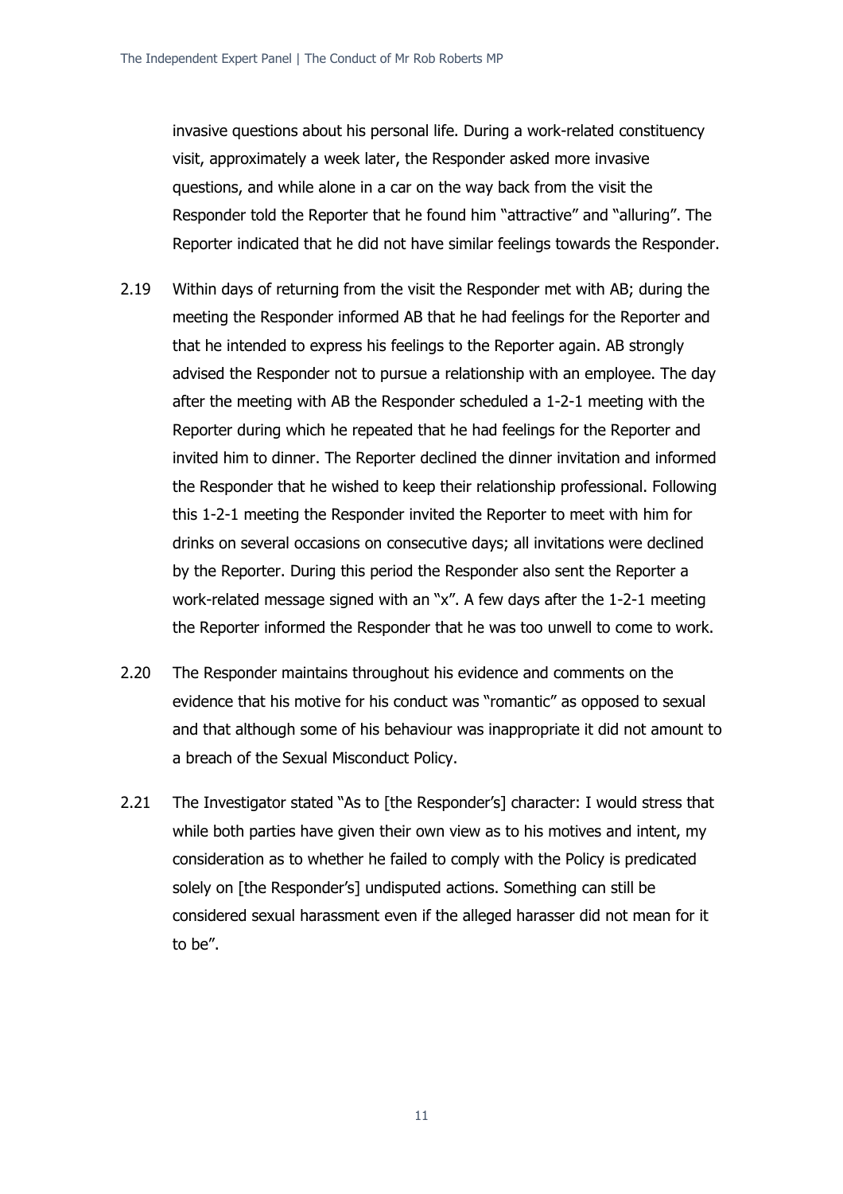invasive questions about his personal life. During a work-related constituency visit, approximately a week later, the Responder asked more invasive questions, and while alone in a car on the way back from the visit the Responder told the Reporter that he found him "attractive" and "alluring". The Reporter indicated that he did not have similar feelings towards the Responder.

2.19 Within days of returning from the visit the Responder met with AB; during the meeting the Responder informed AB that he had feelings for the Reporter and that he intended to express his feelings to the Reporter again. AB strongly advised the Responder not to pursue a relationship with an employee. The day after the meeting with AB the Responder scheduled a 1-2-1 meeting with the Reporter during which he repeated that he had feelings for the Reporter and invited him to dinner. The Reporter declined the dinner invitation and informed the Responder that he wished to keep their relationship professional. Following this 1-2-1 meeting the Responder invited the Reporter to meet with him for drinks on several occasions on consecutive days; all invitations were declined by the Reporter. During this period the Responder also sent the Reporter a work-related message signed with an "x". A few days after the 1-2-1 meeting the Reporter informed the Responder that he was too unwell to come to work.

2.20 The Responder maintains throughout his evidence and comments on the evidence that his motive for his conduct was "romantic" as opposed to sexual and that although some of his behaviour was inappropriate it did not amount to a breach of the Sexual Misconduct Policy.

2.21 The Investigator stated "As to [the Responder's] character: I would stress that while both parties have given their own view as to his motives and intent, my consideration as to whether he failed to comply with the Policy is predicated solely on [the Responder's] undisputed actions. Something can still be considered sexual harassment even if the alleged harasser did not mean for it to be".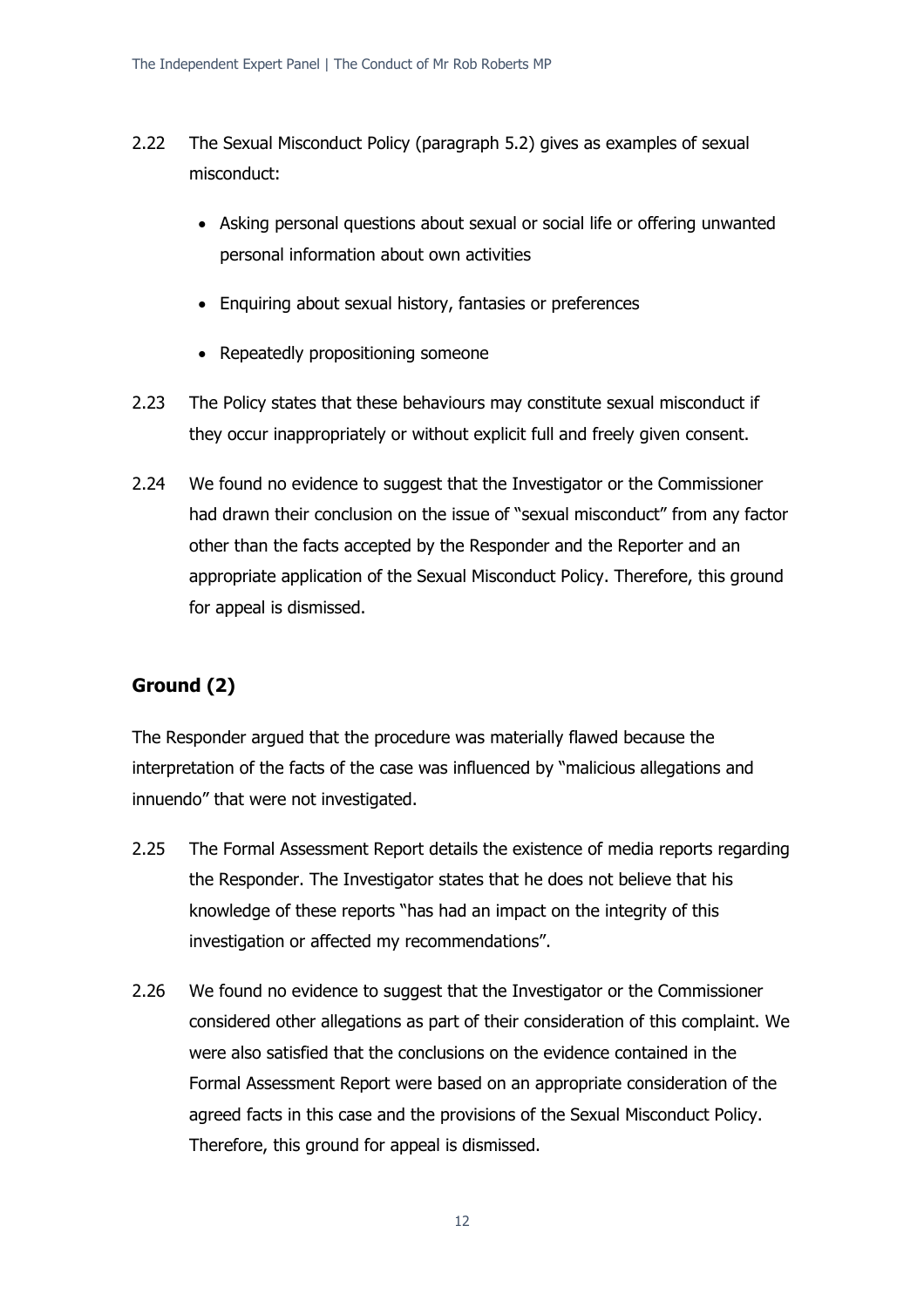2.22 The Sexual Misconduct Policy (paragraph 5.2) gives as examples of sexual misconduct:

- Asking personal questions about sexual or social life or offering unwanted personal information about own activities
- Enquiring about sexual history, fantasies or preferences
- Repeatedly propositioning someone

2.23 The Policy states that these behaviours may constitute sexual misconduct if they occur inappropriately or without explicit full and freely given consent.

2.24 We found no evidence to suggest that the Investigator or the Commissioner had drawn their conclusion on the issue of "sexual misconduct" from any factor other than the facts accepted by the Responder and the Reporter and an appropriate application of the Sexual Misconduct Policy. Therefore, this ground for appeal is dismissed.

## Ground (2)

The Responder argued that the procedure was materially flawed because the interpretation of the facts of the case was influenced by "malicious allegations and innuendo" that were not investigated.

2.25 The Formal Assessment Report details the existence of media reports regarding the Responder. The Investigator states that he does not believe that his knowledge of these reports "has had an impact on the integrity of this investigation or affected my recommendations".

2.26 We found no evidence to suggest that the Investigator or the Commissioner considered other allegations as part of their consideration of this complaint. We were also satisfied that the conclusions on the evidence contained in the Formal Assessment Report were based on an appropriate consideration of the agreed facts in this case and the provisions of the Sexual Misconduct Policy. Therefore, this ground for appeal is dismissed.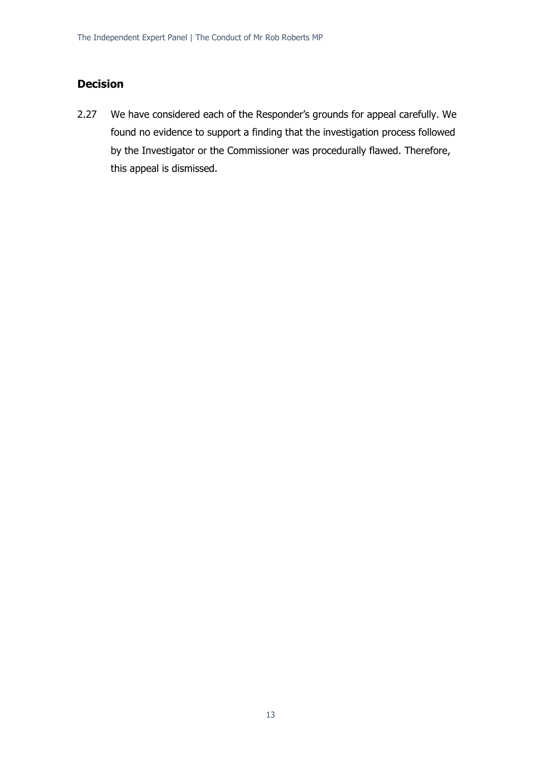## Decision

2.27 We have considered each of the Responder's grounds for appeal carefully. We found no evidence to support a finding that the investigation process followed by the Investigator or the Commissioner was procedurally flawed. Therefore, this appeal is dismissed.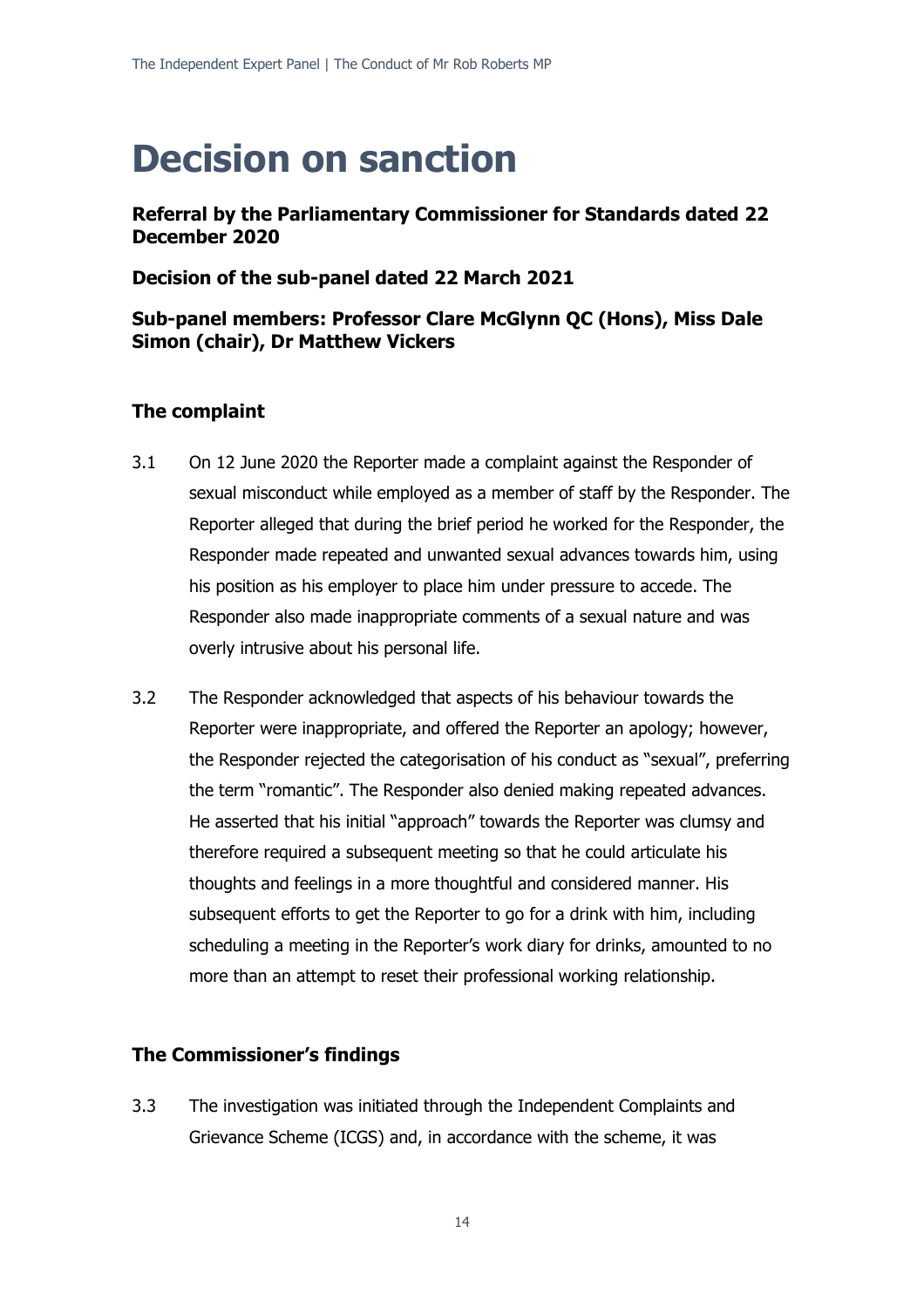# Decision on sanction

**Referral by the Parliamentary Commissioner for Standards dated 22 December 2020**

**Decision of the sub-panel dated 22 March 2021**

**Sub-panel members: Professor Clare McGlynn QC (Hons), Miss Dale Simon (chair), Dr Matthew Vickers**

### The complaint

3.1 On 12 June 2020 the Reporter made a complaint against the Responder of sexual misconduct while employed as a member of staff by the Responder. The Reporter alleged that during the brief period he worked for the Responder, the Responder made repeated and unwanted sexual advances towards him, using his position as his employer to place him under pressure to accede. The Responder also made inappropriate comments of a sexual nature and was overly intrusive about his personal life.

3.2 The Responder acknowledged that aspects of his behaviour towards the Reporter were inappropriate, and offered the Reporter an apology; however, the Responder rejected the categorisation of his conduct as "sexual", preferring the term "romantic". The Responder also denied making repeated advances. He asserted that his initial "approach" towards the Reporter was clumsy and therefore required a subsequent meeting so that he could articulate his thoughts and feelings in a more thoughtful and considered manner. His subsequent efforts to get the Reporter to go for a drink with him, including scheduling a meeting in the Reporter's work diary for drinks, amounted to no more than an attempt to reset their professional working relationship.

### The Commissioner's findings

3.3 The investigation was initiated through the Independent Complaints and Grievance Scheme (ICGS) and, in accordance with the scheme, it was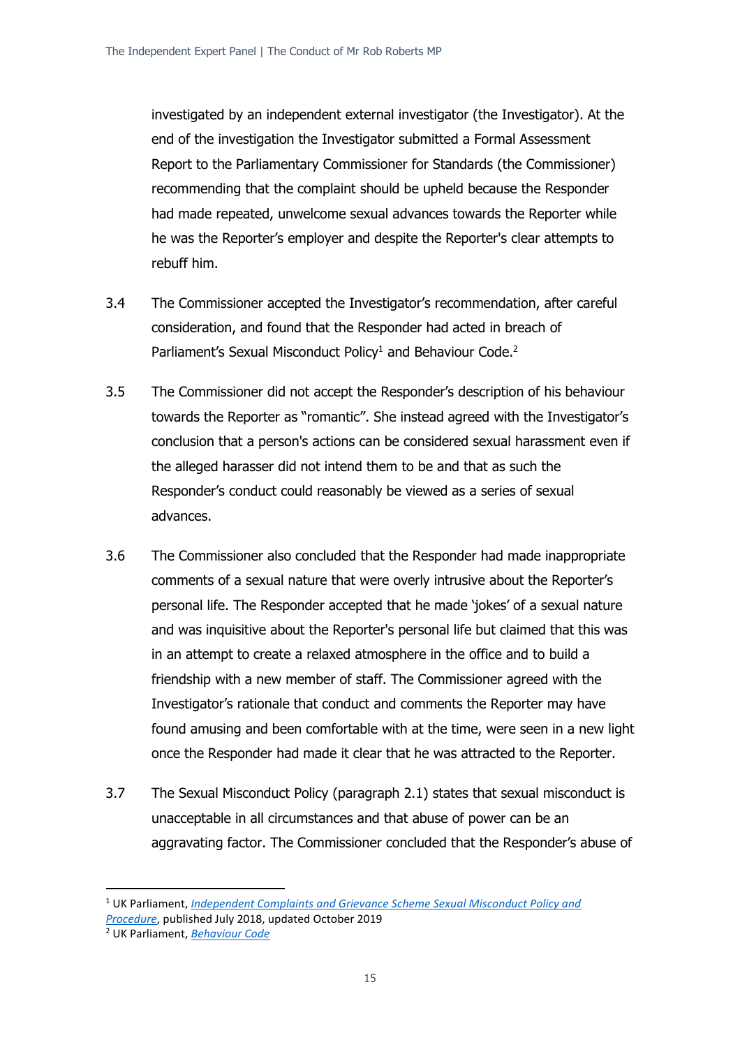investigated by an independent external investigator (the Investigator). At the end of the investigation the Investigator submitted a Formal Assessment Report to the Parliamentary Commissioner for Standards (the Commissioner) recommending that the complaint should be upheld because the Responder had made repeated, unwelcome sexual advances towards the Reporter while he was the Reporter's employer and despite the Reporter's clear attempts to rebuff him.

3.4 The Commissioner accepted the Investigator's recommendation, after careful consideration, and found that the Responder had acted in breach of Parliament's Sexual Misconduct Policy[1] and Behaviour Code.[2]

3.5 The Commissioner did not accept the Responder's description of his behaviour towards the Reporter as "romantic". She instead agreed with the Investigator's conclusion that a person's actions can be considered sexual harassment even if the alleged harasser did not intend them to be and that as such the Responder's conduct could reasonably be viewed as a series of sexual advances.

3.6 The Commissioner also concluded that the Responder had made inappropriate comments of a sexual nature that were overly intrusive about the Reporter's personal life. The Responder accepted that he made 'jokes' of a sexual nature and was inquisitive about the Reporter's personal life but claimed that this was in an attempt to create a relaxed atmosphere in the office and to build a friendship with a new member of staff. The Commissioner agreed with the Investigator's rationale that conduct and comments the Reporter may have found amusing and been comfortable with at the time, were seen in a new light once the Responder had made it clear that he was attracted to the Reporter.

3.7 The Sexual Misconduct Policy (paragraph 2.1) states that sexual misconduct is unacceptable in all circumstances and that abuse of power can be an aggravating factor. The Commissioner concluded that the Responder's abuse of

---

[1] UK Parliament, *Independent Complaints and Grievance Scheme Sexual Misconduct Policy and Procedure*, published July 2018, updated October 2019

[2] UK Parliament, *Behaviour Code*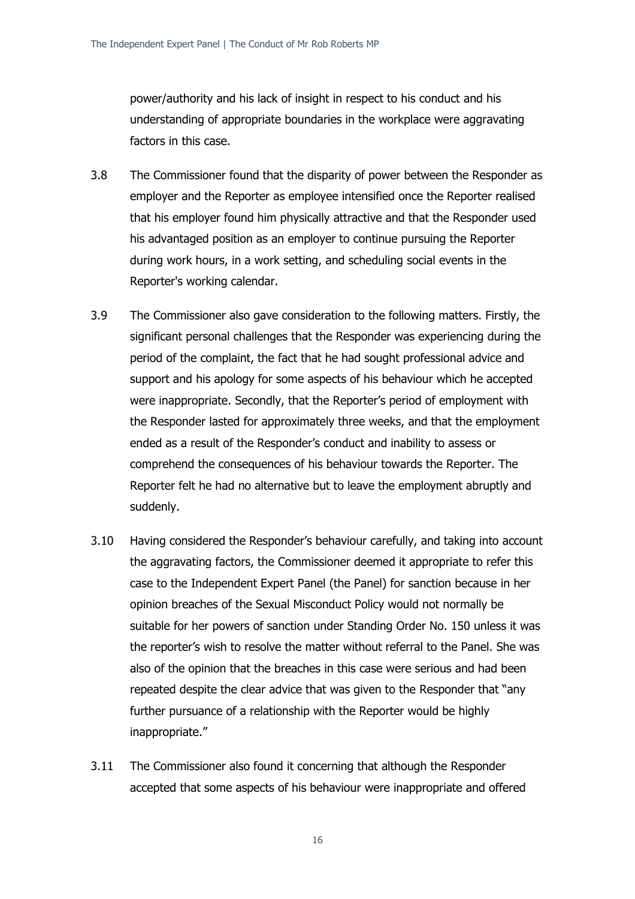power/authority and his lack of insight in respect to his conduct and his understanding of appropriate boundaries in the workplace were aggravating factors in this case.

3.8 The Commissioner found that the disparity of power between the Responder as employer and the Reporter as employee intensified once the Reporter realised that his employer found him physically attractive and that the Responder used his advantaged position as an employer to continue pursuing the Reporter during work hours, in a work setting, and scheduling social events in the Reporter's working calendar.

3.9 The Commissioner also gave consideration to the following matters. Firstly, the significant personal challenges that the Responder was experiencing during the period of the complaint, the fact that he had sought professional advice and support and his apology for some aspects of his behaviour which he accepted were inappropriate. Secondly, that the Reporter's period of employment with the Responder lasted for approximately three weeks, and that the employment ended as a result of the Responder's conduct and inability to assess or comprehend the consequences of his behaviour towards the Reporter. The Reporter felt he had no alternative but to leave the employment abruptly and suddenly.

3.10 Having considered the Responder's behaviour carefully, and taking into account the aggravating factors, the Commissioner deemed it appropriate to refer this case to the Independent Expert Panel (the Panel) for sanction because in her opinion breaches of the Sexual Misconduct Policy would not normally be suitable for her powers of sanction under Standing Order No. 150 unless it was the reporter's wish to resolve the matter without referral to the Panel. She was also of the opinion that the breaches in this case were serious and had been repeated despite the clear advice that was given to the Responder that "any further pursuance of a relationship with the Reporter would be highly inappropriate."

3.11 The Commissioner also found it concerning that although the Responder accepted that some aspects of his behaviour were inappropriate and offered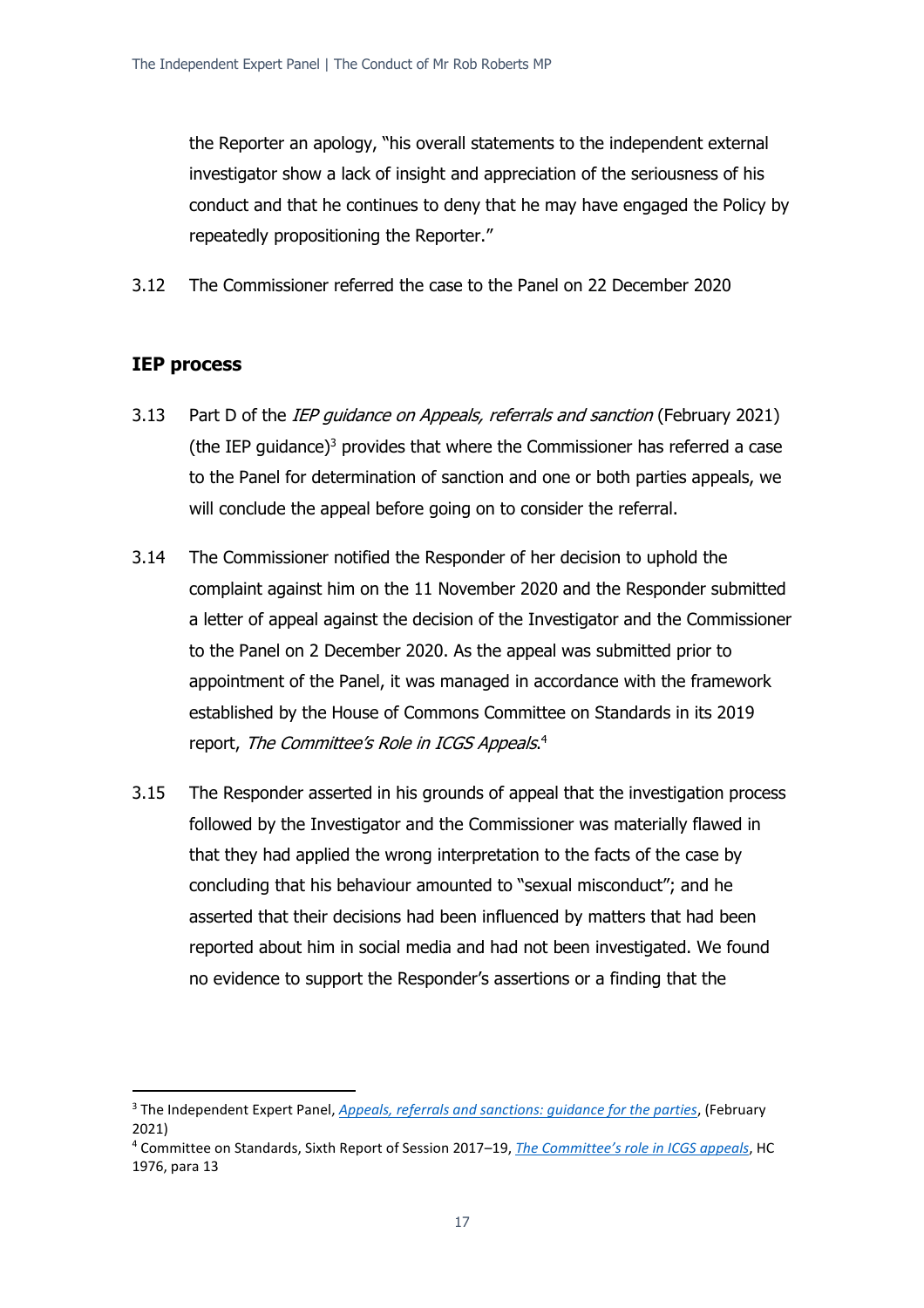the Reporter an apology, "his overall statements to the independent external investigator show a lack of insight and appreciation of the seriousness of his conduct and that he continues to deny that he may have engaged the Policy by repeatedly propositioning the Reporter."

3.12 The Commissioner referred the case to the Panel on 22 December 2020

## IEP process

3.13 Part D of the *IEP guidance on Appeals, referrals and sanction* (February 2021) (the IEP guidance)[3] provides that where the Commissioner has referred a case to the Panel for determination of sanction and one or both parties appeals, we will conclude the appeal before going on to consider the referral.

3.14 The Commissioner notified the Responder of her decision to uphold the complaint against him on the 11 November 2020 and the Responder submitted a letter of appeal against the decision of the Investigator and the Commissioner to the Panel on 2 December 2020. As the appeal was submitted prior to appointment of the Panel, it was managed in accordance with the framework established by the House of Commons Committee on Standards in its 2019 report, *The Committee's Role in ICGS Appeals*.[4]

3.15 The Responder asserted in his grounds of appeal that the investigation process followed by the Investigator and the Commissioner was materially flawed in that they had applied the wrong interpretation to the facts of the case by concluding that his behaviour amounted to "sexual misconduct"; and he asserted that their decisions had been influenced by matters that had been reported about him in social media and had not been investigated. We found no evidence to support the Responder's assertions or a finding that the

---

[3] The Independent Expert Panel, *Appeals, referrals and sanctions: guidance for the parties*, (February 2021)

[4] Committee on Standards, Sixth Report of Session 2017–19, *The Committee's role in ICGS appeals*, HC 1976, para 13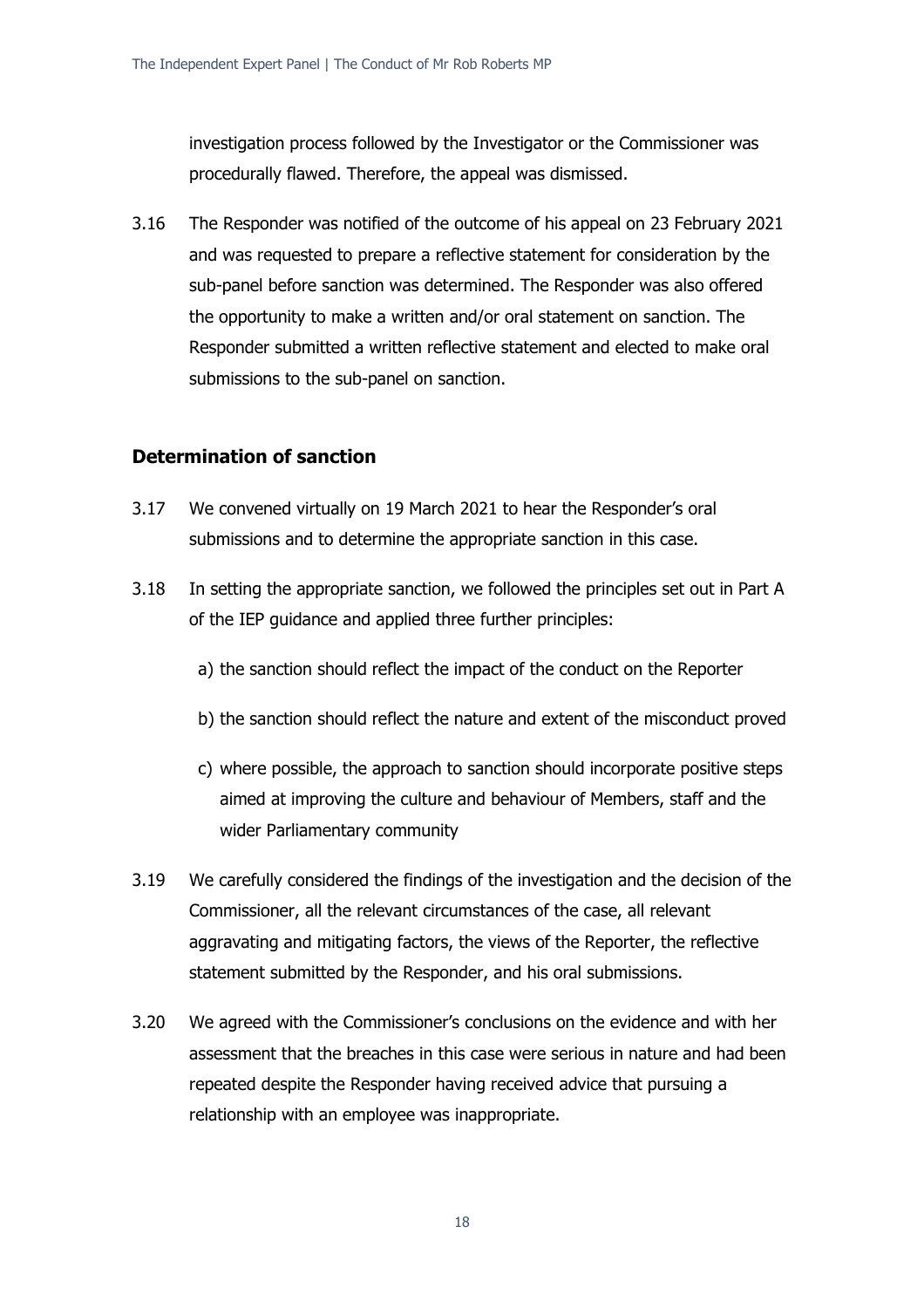investigation process followed by the Investigator or the Commissioner was procedurally flawed. Therefore, the appeal was dismissed.

3.16 The Responder was notified of the outcome of his appeal on 23 February 2021 and was requested to prepare a reflective statement for consideration by the sub-panel before sanction was determined. The Responder was also offered the opportunity to make a written and/or oral statement on sanction. The Responder submitted a written reflective statement and elected to make oral submissions to the sub-panel on sanction.

## Determination of sanction

3.17 We convened virtually on 19 March 2021 to hear the Responder's oral submissions and to determine the appropriate sanction in this case.

3.18 In setting the appropriate sanction, we followed the principles set out in Part A of the IEP guidance and applied three further principles:

a) the sanction should reflect the impact of the conduct on the Reporter

b) the sanction should reflect the nature and extent of the misconduct proved

c) where possible, the approach to sanction should incorporate positive steps aimed at improving the culture and behaviour of Members, staff and the wider Parliamentary community

3.19 We carefully considered the findings of the investigation and the decision of the Commissioner, all the relevant circumstances of the case, all relevant aggravating and mitigating factors, the views of the Reporter, the reflective statement submitted by the Responder, and his oral submissions.

3.20 We agreed with the Commissioner's conclusions on the evidence and with her assessment that the breaches in this case were serious in nature and had been repeated despite the Responder having received advice that pursuing a relationship with an employee was inappropriate.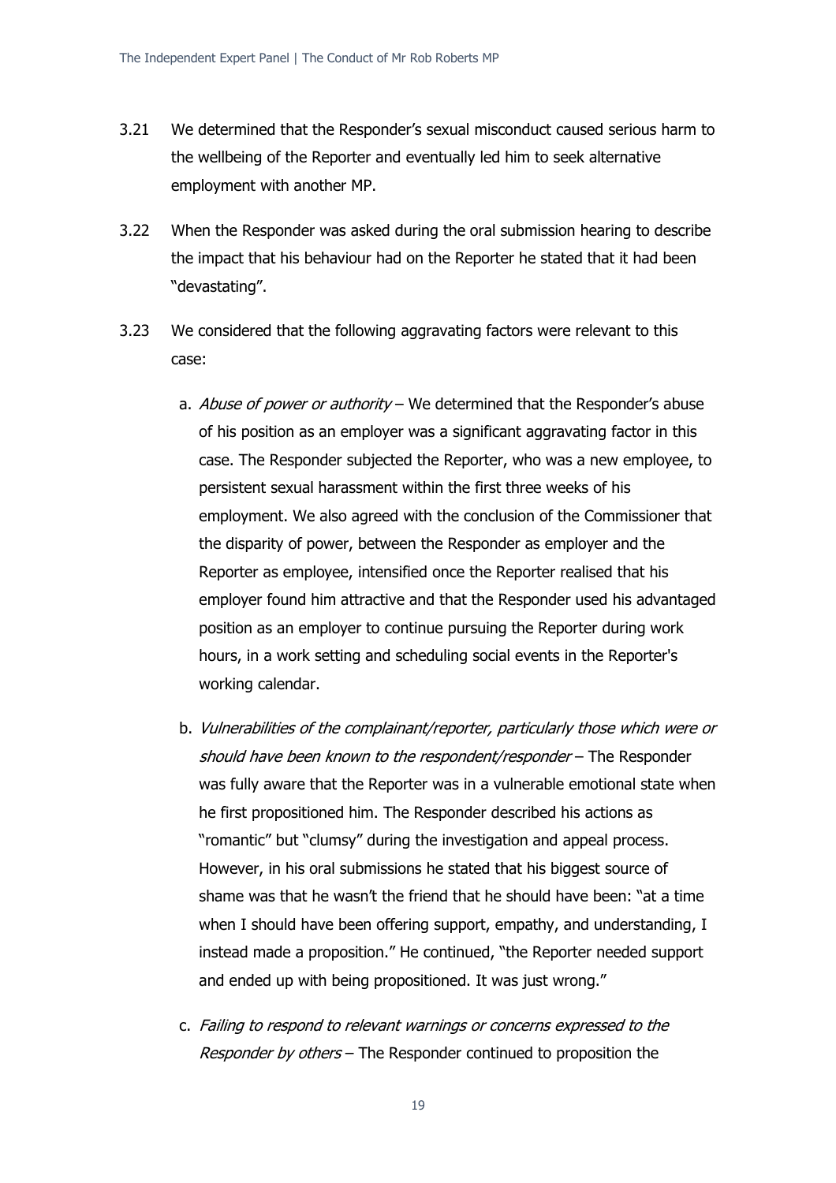3.21 We determined that the Responder's sexual misconduct caused serious harm to the wellbeing of the Reporter and eventually led him to seek alternative employment with another MP.

3.22 When the Responder was asked during the oral submission hearing to describe the impact that his behaviour had on the Reporter he stated that it had been "devastating".

3.23 We considered that the following aggravating factors were relevant to this case:

a. *Abuse of power or authority* – We determined that the Responder's abuse of his position as an employer was a significant aggravating factor in this case. The Responder subjected the Reporter, who was a new employee, to persistent sexual harassment within the first three weeks of his employment. We also agreed with the conclusion of the Commissioner that the disparity of power, between the Responder as employer and the Reporter as employee, intensified once the Reporter realised that his employer found him attractive and that the Responder used his advantaged position as an employer to continue pursuing the Reporter during work hours, in a work setting and scheduling social events in the Reporter's working calendar.

b. *Vulnerabilities of the complainant/reporter, particularly those which were or should have been known to the respondent/responder* – The Responder was fully aware that the Reporter was in a vulnerable emotional state when he first propositioned him. The Responder described his actions as "romantic" but "clumsy" during the investigation and appeal process. However, in his oral submissions he stated that his biggest source of shame was that he wasn't the friend that he should have been: "at a time when I should have been offering support, empathy, and understanding, I instead made a proposition." He continued, "the Reporter needed support and ended up with being propositioned. It was just wrong."

c. *Failing to respond to relevant warnings or concerns expressed to the Responder by others* – The Responder continued to proposition the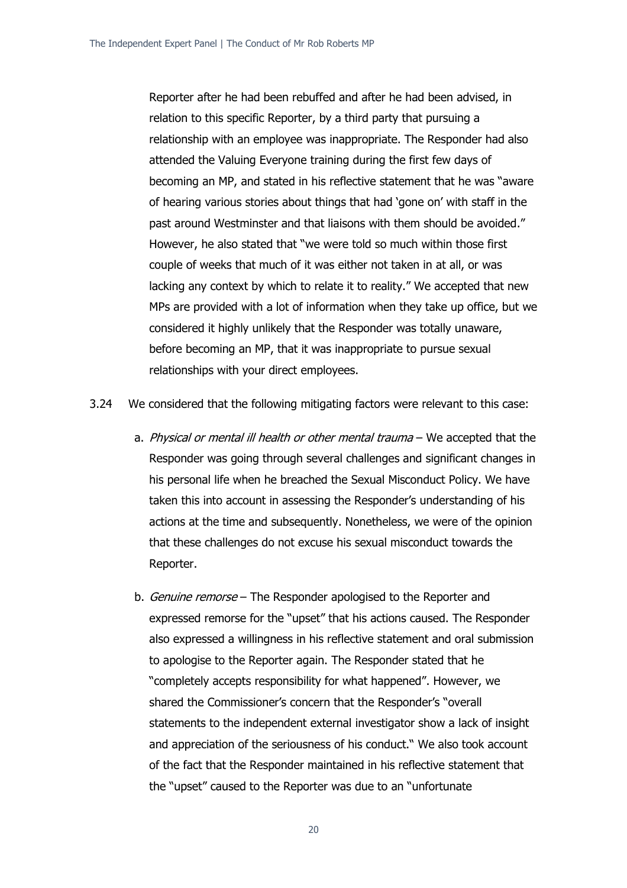Reporter after he had been rebuffed and after he had been advised, in relation to this specific Reporter, by a third party that pursuing a relationship with an employee was inappropriate. The Responder had also attended the Valuing Everyone training during the first few days of becoming an MP, and stated in his reflective statement that he was "aware of hearing various stories about things that had 'gone on' with staff in the past around Westminster and that liaisons with them should be avoided." However, he also stated that "we were told so much within those first couple of weeks that much of it was either not taken in at all, or was lacking any context by which to relate it to reality." We accepted that new MPs are provided with a lot of information when they take up office, but we considered it highly unlikely that the Responder was totally unaware, before becoming an MP, that it was inappropriate to pursue sexual relationships with your direct employees.

3.24 We considered that the following mitigating factors were relevant to this case:

a. *Physical or mental ill health or other mental trauma* – We accepted that the Responder was going through several challenges and significant changes in his personal life when he breached the Sexual Misconduct Policy. We have taken this into account in assessing the Responder's understanding of his actions at the time and subsequently. Nonetheless, we were of the opinion that these challenges do not excuse his sexual misconduct towards the Reporter.

b. *Genuine remorse* – The Responder apologised to the Reporter and expressed remorse for the "upset" that his actions caused. The Responder also expressed a willingness in his reflective statement and oral submission to apologise to the Reporter again. The Responder stated that he "completely accepts responsibility for what happened". However, we shared the Commissioner's concern that the Responder's "overall statements to the independent external investigator show a lack of insight and appreciation of the seriousness of his conduct." We also took account of the fact that the Responder maintained in his reflective statement that the "upset" caused to the Reporter was due to an "unfortunate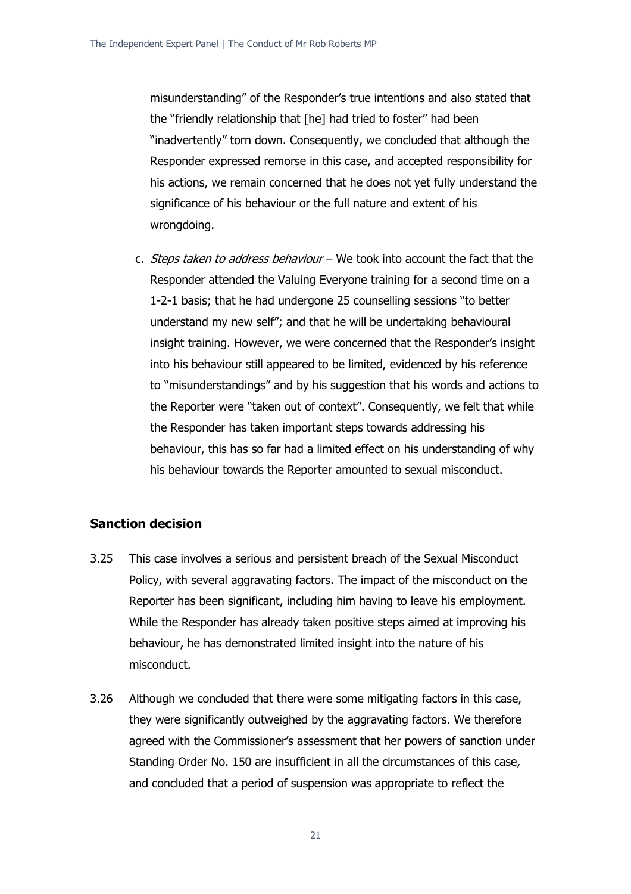misunderstanding" of the Responder's true intentions and also stated that the "friendly relationship that [he] had tried to foster" had been "inadvertently" torn down. Consequently, we concluded that although the Responder expressed remorse in this case, and accepted responsibility for his actions, we remain concerned that he does not yet fully understand the significance of his behaviour or the full nature and extent of his wrongdoing.

c. *Steps taken to address behaviour* – We took into account the fact that the Responder attended the Valuing Everyone training for a second time on a 1-2-1 basis; that he had undergone 25 counselling sessions "to better understand my new self"; and that he will be undertaking behavioural insight training. However, we were concerned that the Responder's insight into his behaviour still appeared to be limited, evidenced by his reference to "misunderstandings" and by his suggestion that his words and actions to the Reporter were "taken out of context". Consequently, we felt that while the Responder has taken important steps towards addressing his behaviour, this has so far had a limited effect on his understanding of why his behaviour towards the Reporter amounted to sexual misconduct.

## Sanction decision

3.25 This case involves a serious and persistent breach of the Sexual Misconduct Policy, with several aggravating factors. The impact of the misconduct on the Reporter has been significant, including him having to leave his employment. While the Responder has already taken positive steps aimed at improving his behaviour, he has demonstrated limited insight into the nature of his misconduct.

3.26 Although we concluded that there were some mitigating factors in this case, they were significantly outweighed by the aggravating factors. We therefore agreed with the Commissioner's assessment that her powers of sanction under Standing Order No. 150 are insufficient in all the circumstances of this case, and concluded that a period of suspension was appropriate to reflect the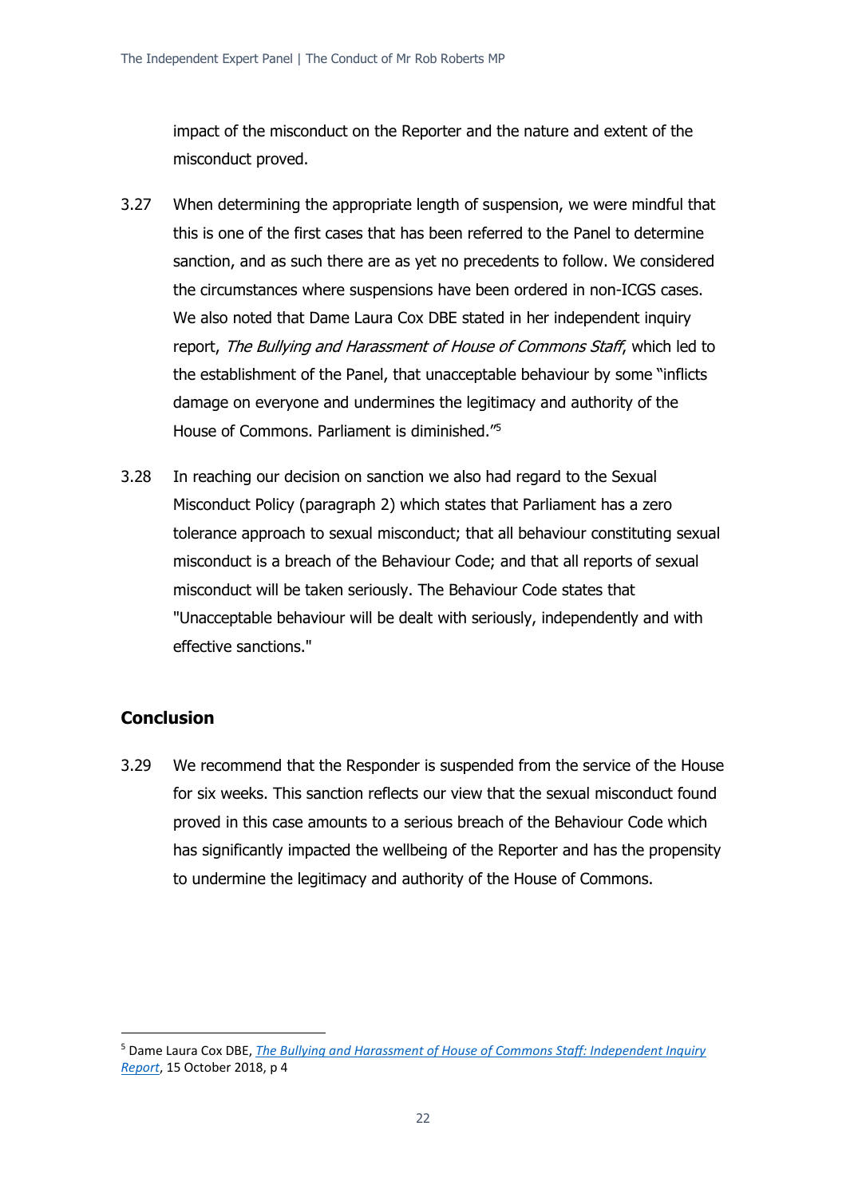impact of the misconduct on the Reporter and the nature and extent of the misconduct proved.

3.27 When determining the appropriate length of suspension, we were mindful that this is one of the first cases that has been referred to the Panel to determine sanction, and as such there are as yet no precedents to follow. We considered the circumstances where suspensions have been ordered in non-ICGS cases. We also noted that Dame Laura Cox DBE stated in her independent inquiry report, *The Bullying and Harassment of House of Commons Staff*, which led to the establishment of the Panel, that unacceptable behaviour by some "inflicts damage on everyone and undermines the legitimacy and authority of the House of Commons. Parliament is diminished."[5]

3.28 In reaching our decision on sanction we also had regard to the Sexual Misconduct Policy (paragraph 2) which states that Parliament has a zero tolerance approach to sexual misconduct; that all behaviour constituting sexual misconduct is a breach of the Behaviour Code; and that all reports of sexual misconduct will be taken seriously. The Behaviour Code states that "Unacceptable behaviour will be dealt with seriously, independently and with effective sanctions."

## Conclusion

3.29 We recommend that the Responder is suspended from the service of the House for six weeks. This sanction reflects our view that the sexual misconduct found proved in this case amounts to a serious breach of the Behaviour Code which has significantly impacted the wellbeing of the Reporter and has the propensity to undermine the legitimacy and authority of the House of Commons.

---

[5] Dame Laura Cox DBE, *The Bullying and Harassment of House of Commons Staff: Independent Inquiry Report*, 15 October 2018, p 4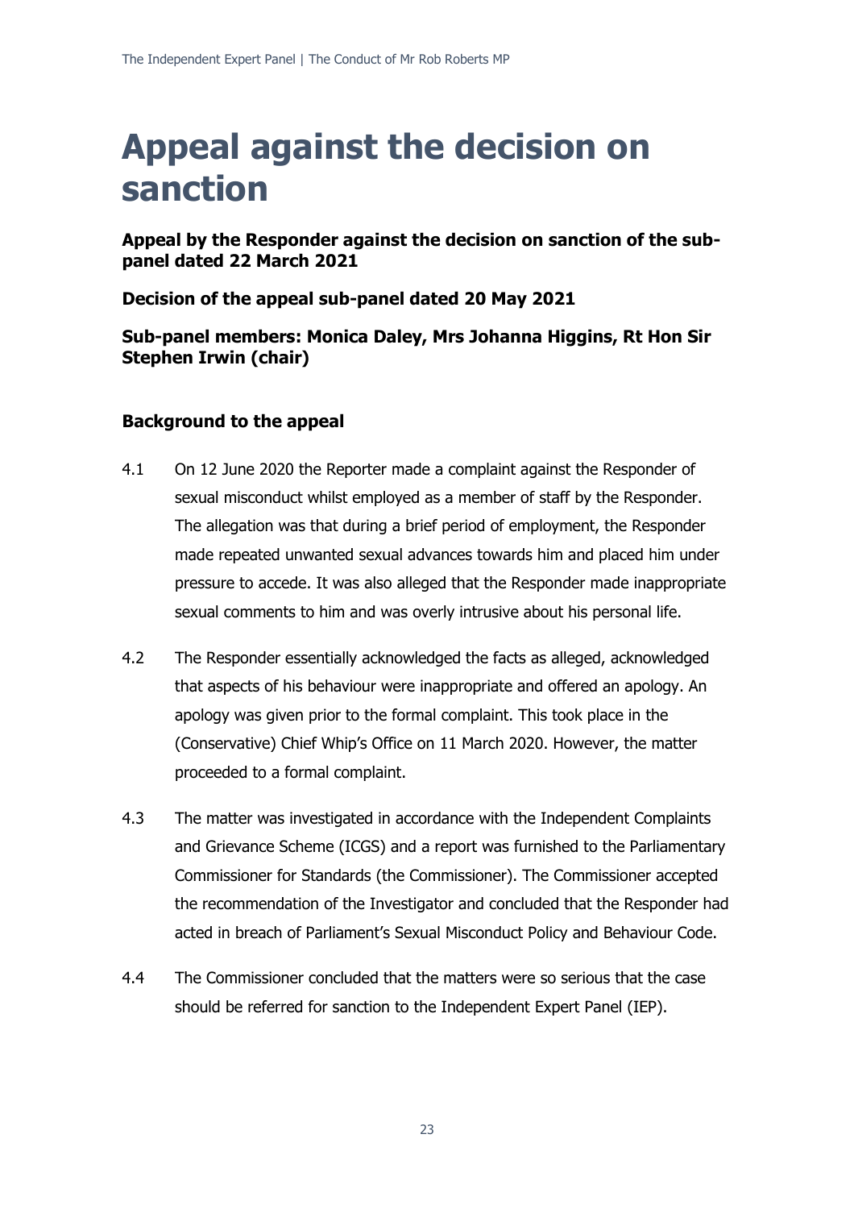# Appeal against the decision on sanction

**Appeal by the Responder against the decision on sanction of the sub-panel dated 22 March 2021**

**Decision of the appeal sub-panel dated 20 May 2021**

**Sub-panel members: Monica Daley, Mrs Johanna Higgins, Rt Hon Sir Stephen Irwin (chair)**

### Background to the appeal

4.1 On 12 June 2020 the Reporter made a complaint against the Responder of sexual misconduct whilst employed as a member of staff by the Responder. The allegation was that during a brief period of employment, the Responder made repeated unwanted sexual advances towards him and placed him under pressure to accede. It was also alleged that the Responder made inappropriate sexual comments to him and was overly intrusive about his personal life.

4.2 The Responder essentially acknowledged the facts as alleged, acknowledged that aspects of his behaviour were inappropriate and offered an apology. An apology was given prior to the formal complaint. This took place in the (Conservative) Chief Whip's Office on 11 March 2020. However, the matter proceeded to a formal complaint.

4.3 The matter was investigated in accordance with the Independent Complaints and Grievance Scheme (ICGS) and a report was furnished to the Parliamentary Commissioner for Standards (the Commissioner). The Commissioner accepted the recommendation of the Investigator and concluded that the Responder had acted in breach of Parliament's Sexual Misconduct Policy and Behaviour Code.

4.4 The Commissioner concluded that the matters were so serious that the case should be referred for sanction to the Independent Expert Panel (IEP).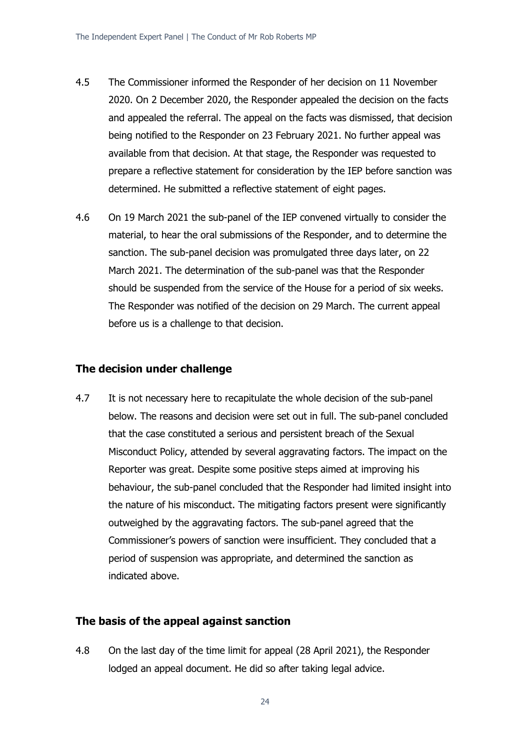4.5 The Commissioner informed the Responder of her decision on 11 November 2020. On 2 December 2020, the Responder appealed the decision on the facts and appealed the referral. The appeal on the facts was dismissed, that decision being notified to the Responder on 23 February 2021. No further appeal was available from that decision. At that stage, the Responder was requested to prepare a reflective statement for consideration by the IEP before sanction was determined. He submitted a reflective statement of eight pages.

4.6 On 19 March 2021 the sub-panel of the IEP convened virtually to consider the material, to hear the oral submissions of the Responder, and to determine the sanction. The sub-panel decision was promulgated three days later, on 22 March 2021. The determination of the sub-panel was that the Responder should be suspended from the service of the House for a period of six weeks. The Responder was notified of the decision on 29 March. The current appeal before us is a challenge to that decision.

## The decision under challenge

4.7 It is not necessary here to recapitulate the whole decision of the sub-panel below. The reasons and decision were set out in full. The sub-panel concluded that the case constituted a serious and persistent breach of the Sexual Misconduct Policy, attended by several aggravating factors. The impact on the Reporter was great. Despite some positive steps aimed at improving his behaviour, the sub-panel concluded that the Responder had limited insight into the nature of his misconduct. The mitigating factors present were significantly outweighed by the aggravating factors. The sub-panel agreed that the Commissioner's powers of sanction were insufficient. They concluded that a period of suspension was appropriate, and determined the sanction as indicated above.

## The basis of the appeal against sanction

4.8 On the last day of the time limit for appeal (28 April 2021), the Responder lodged an appeal document. He did so after taking legal advice.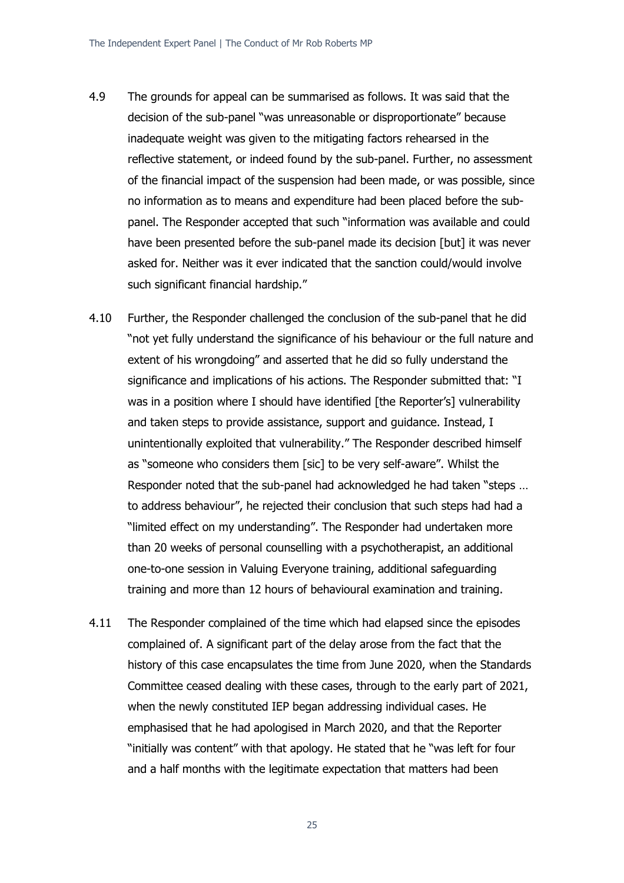4.9 The grounds for appeal can be summarised as follows. It was said that the decision of the sub-panel "was unreasonable or disproportionate" because inadequate weight was given to the mitigating factors rehearsed in the reflective statement, or indeed found by the sub-panel. Further, no assessment of the financial impact of the suspension had been made, or was possible, since no information as to means and expenditure had been placed before the sub-panel. The Responder accepted that such "information was available and could have been presented before the sub-panel made its decision [but] it was never asked for. Neither was it ever indicated that the sanction could/would involve such significant financial hardship."

4.10 Further, the Responder challenged the conclusion of the sub-panel that he did "not yet fully understand the significance of his behaviour or the full nature and extent of his wrongdoing" and asserted that he did so fully understand the significance and implications of his actions. The Responder submitted that: "I was in a position where I should have identified [the Reporter's] vulnerability and taken steps to provide assistance, support and guidance. Instead, I unintentionally exploited that vulnerability." The Responder described himself as "someone who considers them [sic] to be very self-aware". Whilst the Responder noted that the sub-panel had acknowledged he had taken "steps … to address behaviour", he rejected their conclusion that such steps had had a "limited effect on my understanding". The Responder had undertaken more than 20 weeks of personal counselling with a psychotherapist, an additional one-to-one session in Valuing Everyone training, additional safeguarding training and more than 12 hours of behavioural examination and training.

4.11 The Responder complained of the time which had elapsed since the episodes complained of. A significant part of the delay arose from the fact that the history of this case encapsulates the time from June 2020, when the Standards Committee ceased dealing with these cases, through to the early part of 2021, when the newly constituted IEP began addressing individual cases. He emphasised that he had apologised in March 2020, and that the Reporter "initially was content" with that apology. He stated that he "was left for four and a half months with the legitimate expectation that matters had been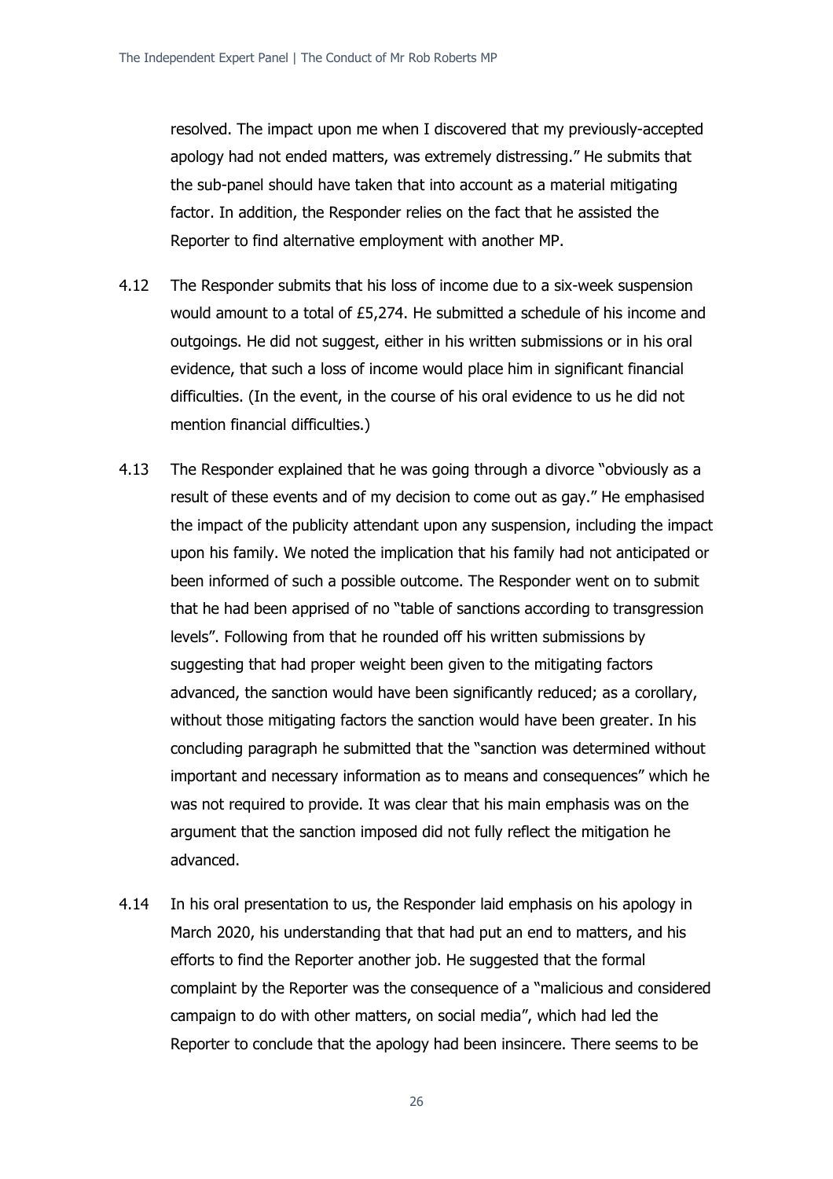resolved. The impact upon me when I discovered that my previously-accepted apology had not ended matters, was extremely distressing." He submits that the sub-panel should have taken that into account as a material mitigating factor. In addition, the Responder relies on the fact that he assisted the Reporter to find alternative employment with another MP.

4.12 The Responder submits that his loss of income due to a six-week suspension would amount to a total of £5,274. He submitted a schedule of his income and outgoings. He did not suggest, either in his written submissions or in his oral evidence, that such a loss of income would place him in significant financial difficulties. (In the event, in the course of his oral evidence to us he did not mention financial difficulties.)

4.13 The Responder explained that he was going through a divorce "obviously as a result of these events and of my decision to come out as gay." He emphasised the impact of the publicity attendant upon any suspension, including the impact upon his family. We noted the implication that his family had not anticipated or been informed of such a possible outcome. The Responder went on to submit that he had been apprised of no "table of sanctions according to transgression levels". Following from that he rounded off his written submissions by suggesting that had proper weight been given to the mitigating factors advanced, the sanction would have been significantly reduced; as a corollary, without those mitigating factors the sanction would have been greater. In his concluding paragraph he submitted that the "sanction was determined without important and necessary information as to means and consequences" which he was not required to provide. It was clear that his main emphasis was on the argument that the sanction imposed did not fully reflect the mitigation he advanced.

4.14 In his oral presentation to us, the Responder laid emphasis on his apology in March 2020, his understanding that that had put an end to matters, and his efforts to find the Reporter another job. He suggested that the formal complaint by the Reporter was the consequence of a "malicious and considered campaign to do with other matters, on social media", which had led the Reporter to conclude that the apology had been insincere. There seems to be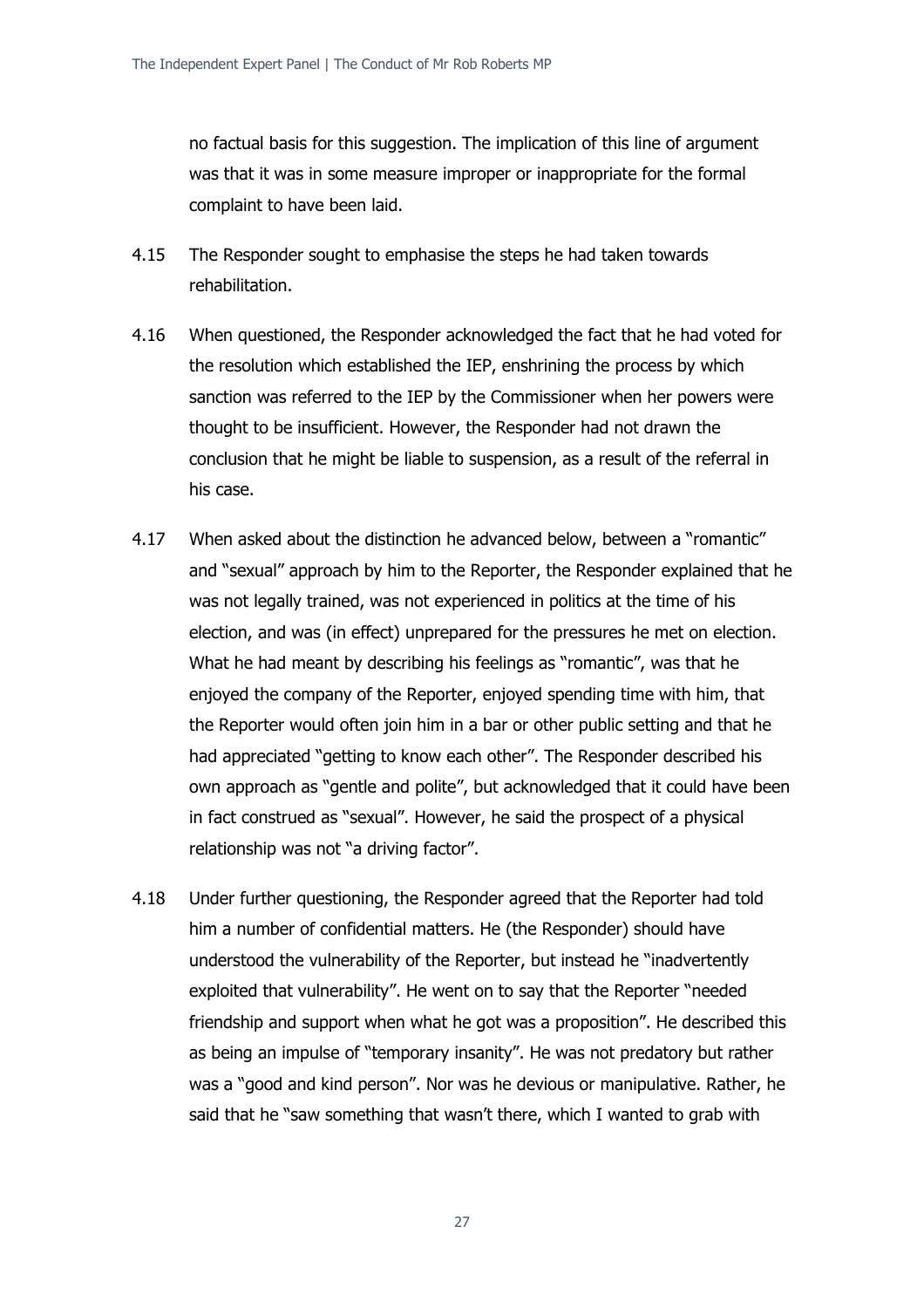no factual basis for this suggestion. The implication of this line of argument was that it was in some measure improper or inappropriate for the formal complaint to have been laid.

4.15 The Responder sought to emphasise the steps he had taken towards rehabilitation.

4.16 When questioned, the Responder acknowledged the fact that he had voted for the resolution which established the IEP, enshrining the process by which sanction was referred to the IEP by the Commissioner when her powers were thought to be insufficient. However, the Responder had not drawn the conclusion that he might be liable to suspension, as a result of the referral in his case.

4.17 When asked about the distinction he advanced below, between a "romantic" and "sexual" approach by him to the Reporter, the Responder explained that he was not legally trained, was not experienced in politics at the time of his election, and was (in effect) unprepared for the pressures he met on election. What he had meant by describing his feelings as "romantic", was that he enjoyed the company of the Reporter, enjoyed spending time with him, that the Reporter would often join him in a bar or other public setting and that he had appreciated "getting to know each other". The Responder described his own approach as "gentle and polite", but acknowledged that it could have been in fact construed as "sexual". However, he said the prospect of a physical relationship was not "a driving factor".

4.18 Under further questioning, the Responder agreed that the Reporter had told him a number of confidential matters. He (the Responder) should have understood the vulnerability of the Reporter, but instead he "inadvertently exploited that vulnerability". He went on to say that the Reporter "needed friendship and support when what he got was a proposition". He described this as being an impulse of "temporary insanity". He was not predatory but rather was a "good and kind person". Nor was he devious or manipulative. Rather, he said that he "saw something that wasn't there, which I wanted to grab with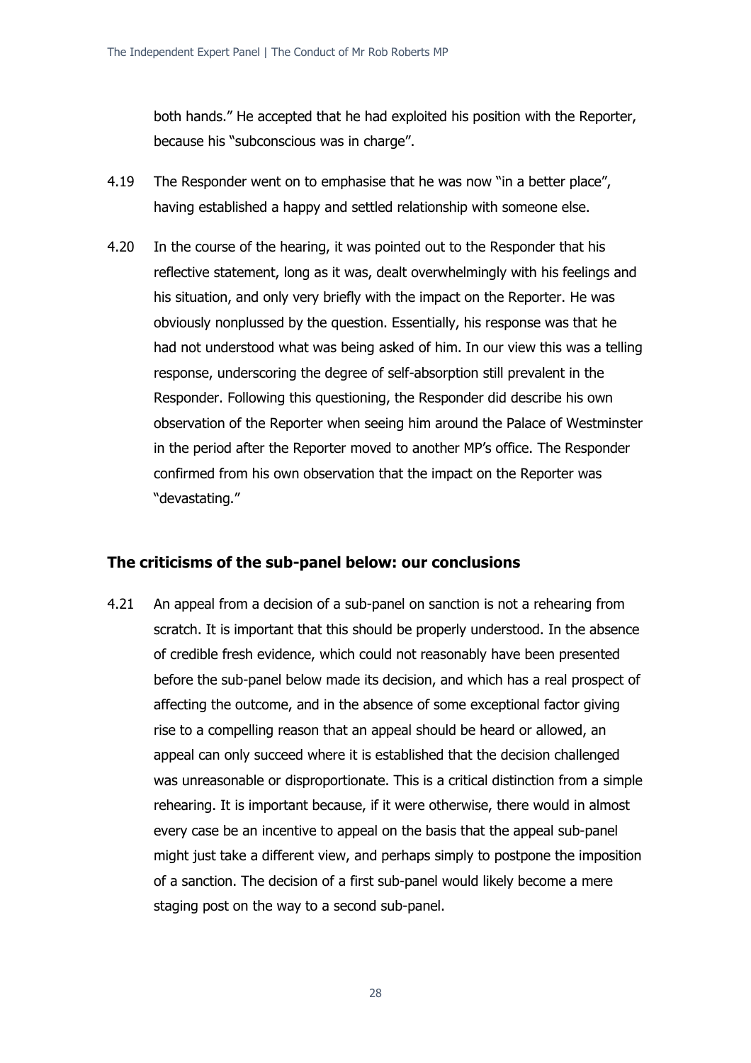both hands." He accepted that he had exploited his position with the Reporter, because his "subconscious was in charge".

4.19 The Responder went on to emphasise that he was now "in a better place", having established a happy and settled relationship with someone else.

4.20 In the course of the hearing, it was pointed out to the Responder that his reflective statement, long as it was, dealt overwhelmingly with his feelings and his situation, and only very briefly with the impact on the Reporter. He was obviously nonplussed by the question. Essentially, his response was that he had not understood what was being asked of him. In our view this was a telling response, underscoring the degree of self-absorption still prevalent in the Responder. Following this questioning, the Responder did describe his own observation of the Reporter when seeing him around the Palace of Westminster in the period after the Reporter moved to another MP's office. The Responder confirmed from his own observation that the impact on the Reporter was "devastating."

## The criticisms of the sub-panel below: our conclusions

4.21 An appeal from a decision of a sub-panel on sanction is not a rehearing from scratch. It is important that this should be properly understood. In the absence of credible fresh evidence, which could not reasonably have been presented before the sub-panel below made its decision, and which has a real prospect of affecting the outcome, and in the absence of some exceptional factor giving rise to a compelling reason that an appeal should be heard or allowed, an appeal can only succeed where it is established that the decision challenged was unreasonable or disproportionate. This is a critical distinction from a simple rehearing. It is important because, if it were otherwise, there would in almost every case be an incentive to appeal on the basis that the appeal sub-panel might just take a different view, and perhaps simply to postpone the imposition of a sanction. The decision of a first sub-panel would likely become a mere staging post on the way to a second sub-panel.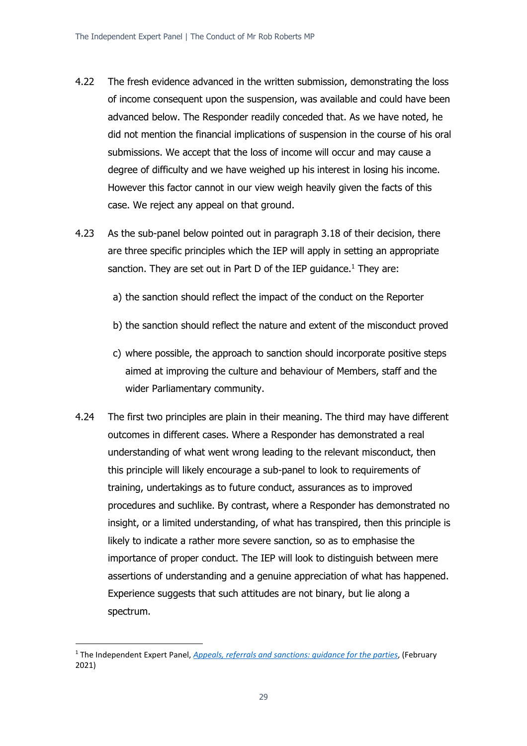4.22 The fresh evidence advanced in the written submission, demonstrating the loss of income consequent upon the suspension, was available and could have been advanced below. The Responder readily conceded that. As we have noted, he did not mention the financial implications of suspension in the course of his oral submissions. We accept that the loss of income will occur and may cause a degree of difficulty and we have weighed up his interest in losing his income. However this factor cannot in our view weigh heavily given the facts of this case. We reject any appeal on that ground.

4.23 As the sub-panel below pointed out in paragraph 3.18 of their decision, there are three specific principles which the IEP will apply in setting an appropriate sanction. They are set out in Part D of the IEP guidance.[1] They are:

a) the sanction should reflect the impact of the conduct on the Reporter

b) the sanction should reflect the nature and extent of the misconduct proved

c) where possible, the approach to sanction should incorporate positive steps aimed at improving the culture and behaviour of Members, staff and the wider Parliamentary community.

4.24 The first two principles are plain in their meaning. The third may have different outcomes in different cases. Where a Responder has demonstrated a real understanding of what went wrong leading to the relevant misconduct, then this principle will likely encourage a sub-panel to look to requirements of training, undertakings as to future conduct, assurances as to improved procedures and suchlike. By contrast, where a Responder has demonstrated no insight, or a limited understanding, of what has transpired, then this principle is likely to indicate a rather more severe sanction, so as to emphasise the importance of proper conduct. The IEP will look to distinguish between mere assertions of understanding and a genuine appreciation of what has happened. Experience suggests that such attitudes are not binary, but lie along a spectrum.

---

[1] The Independent Expert Panel, *Appeals, referrals and sanctions: guidance for the parties*, (February 2021)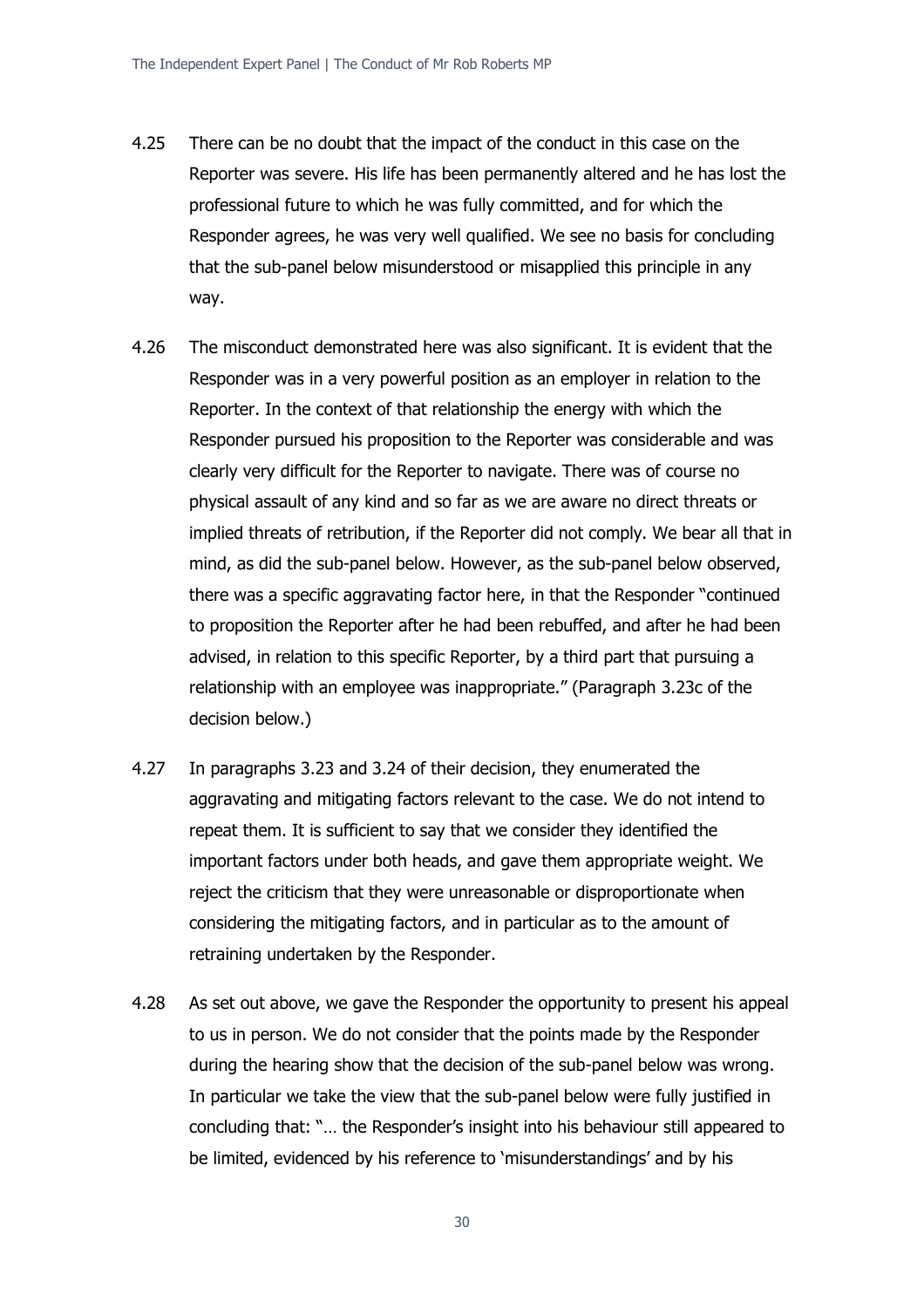4.25 There can be no doubt that the impact of the conduct in this case on the Reporter was severe. His life has been permanently altered and he has lost the professional future to which he was fully committed, and for which the Responder agrees, he was very well qualified. We see no basis for concluding that the sub-panel below misunderstood or misapplied this principle in any way.

4.26 The misconduct demonstrated here was also significant. It is evident that the Responder was in a very powerful position as an employer in relation to the Reporter. In the context of that relationship the energy with which the Responder pursued his proposition to the Reporter was considerable and was clearly very difficult for the Reporter to navigate. There was of course no physical assault of any kind and so far as we are aware no direct threats or implied threats of retribution, if the Reporter did not comply. We bear all that in mind, as did the sub-panel below. However, as the sub-panel below observed, there was a specific aggravating factor here, in that the Responder "continued to proposition the Reporter after he had been rebuffed, and after he had been advised, in relation to this specific Reporter, by a third part that pursuing a relationship with an employee was inappropriate." (Paragraph 3.23c of the decision below.)

4.27 In paragraphs 3.23 and 3.24 of their decision, they enumerated the aggravating and mitigating factors relevant to the case. We do not intend to repeat them. It is sufficient to say that we consider they identified the important factors under both heads, and gave them appropriate weight. We reject the criticism that they were unreasonable or disproportionate when considering the mitigating factors, and in particular as to the amount of retraining undertaken by the Responder.

4.28 As set out above, we gave the Responder the opportunity to present his appeal to us in person. We do not consider that the points made by the Responder during the hearing show that the decision of the sub-panel below was wrong. In particular we take the view that the sub-panel below were fully justified in concluding that: "… the Responder's insight into his behaviour still appeared to be limited, evidenced by his reference to 'misunderstandings' and by his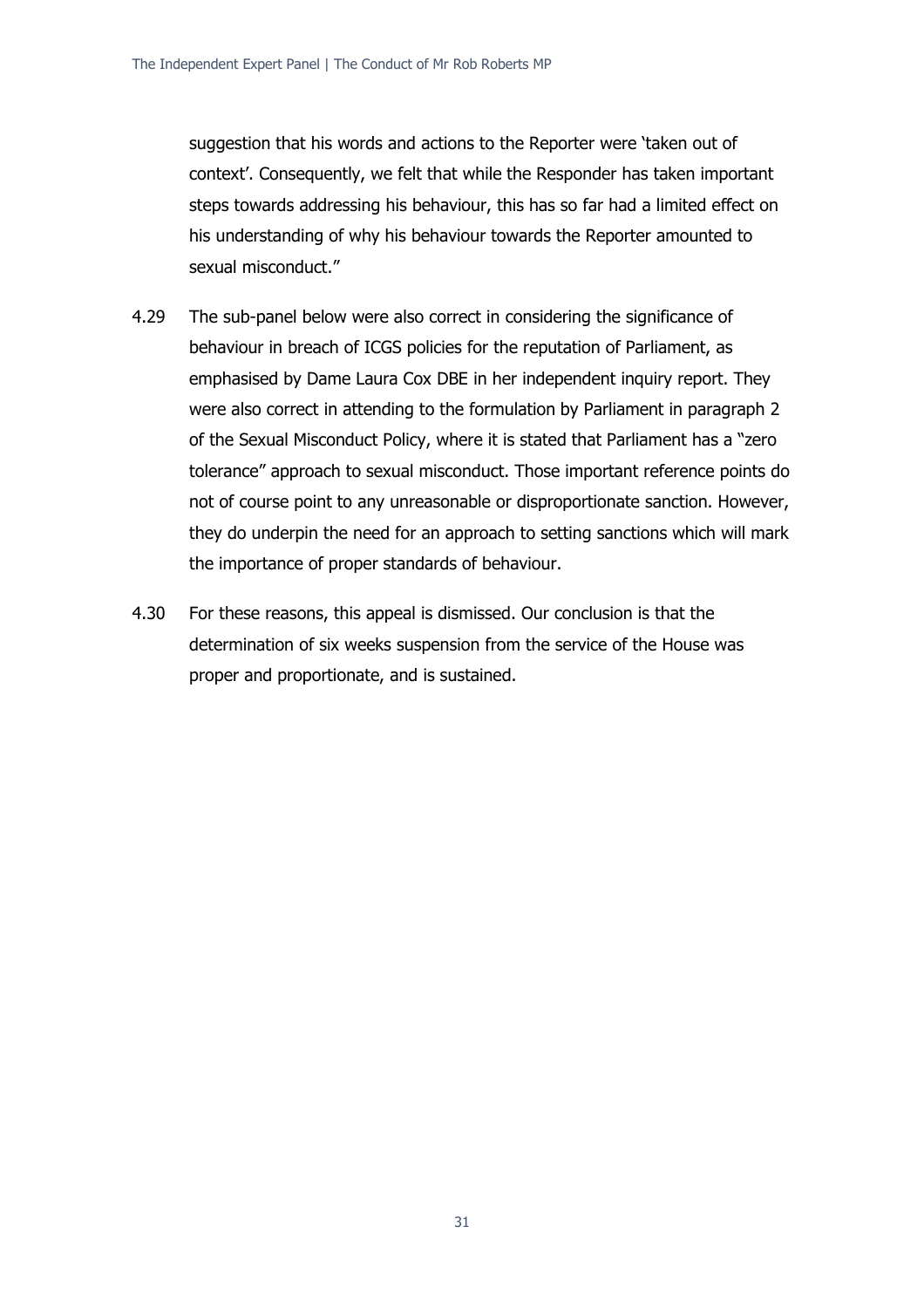suggestion that his words and actions to the Reporter were 'taken out of context'. Consequently, we felt that while the Responder has taken important steps towards addressing his behaviour, this has so far had a limited effect on his understanding of why his behaviour towards the Reporter amounted to sexual misconduct."

4.29 The sub-panel below were also correct in considering the significance of behaviour in breach of ICGS policies for the reputation of Parliament, as emphasised by Dame Laura Cox DBE in her independent inquiry report. They were also correct in attending to the formulation by Parliament in paragraph 2 of the Sexual Misconduct Policy, where it is stated that Parliament has a "zero tolerance" approach to sexual misconduct. Those important reference points do not of course point to any unreasonable or disproportionate sanction. However, they do underpin the need for an approach to setting sanctions which will mark the importance of proper standards of behaviour.

4.30 For these reasons, this appeal is dismissed. Our conclusion is that the determination of six weeks suspension from the service of the House was proper and proportionate, and is sustained.